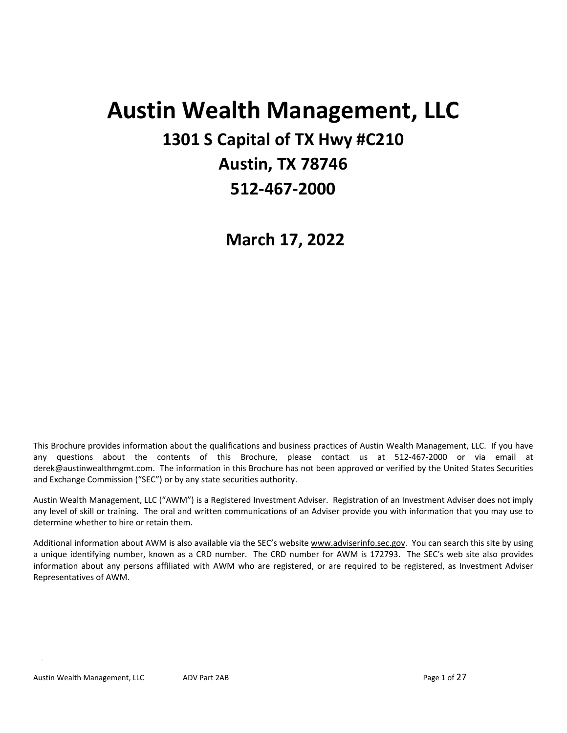# Austin Wealth Management, LLC

## 1301 S Capital of TX Hwy #C210

## Austin, TX 78746

## 512-467-2000

## March 17, 2022

This Brochure provides information about the qualifications and business practices of Austin Wealth Management, LLC. If you have any questions about the contents of this Brochure, please contact us at 512-467-2000 or via email at derek@austinwealthmgmt.com. The information in this Brochure has not been approved or verified by the United States Securities and Exchange Commission ("SEC") or by any state securities authority.

Austin Wealth Management, LLC ("AWM") is a Registered Investment Adviser. Registration of an Investment Adviser does not imply any level of skill or training. The oral and written communications of an Adviser provide you with information that you may use to determine whether to hire or retain them.

Additional information about AWM is also available via the SEC's website www.adviserinfo.sec.gov. You can search this site by using a unique identifying number, known as a CRD number. The CRD number for AWM is 172793. The SEC's web site also provides information about any persons affiliated with AWM who are registered, or are required to be registered, as Investment Adviser Representatives of AWM.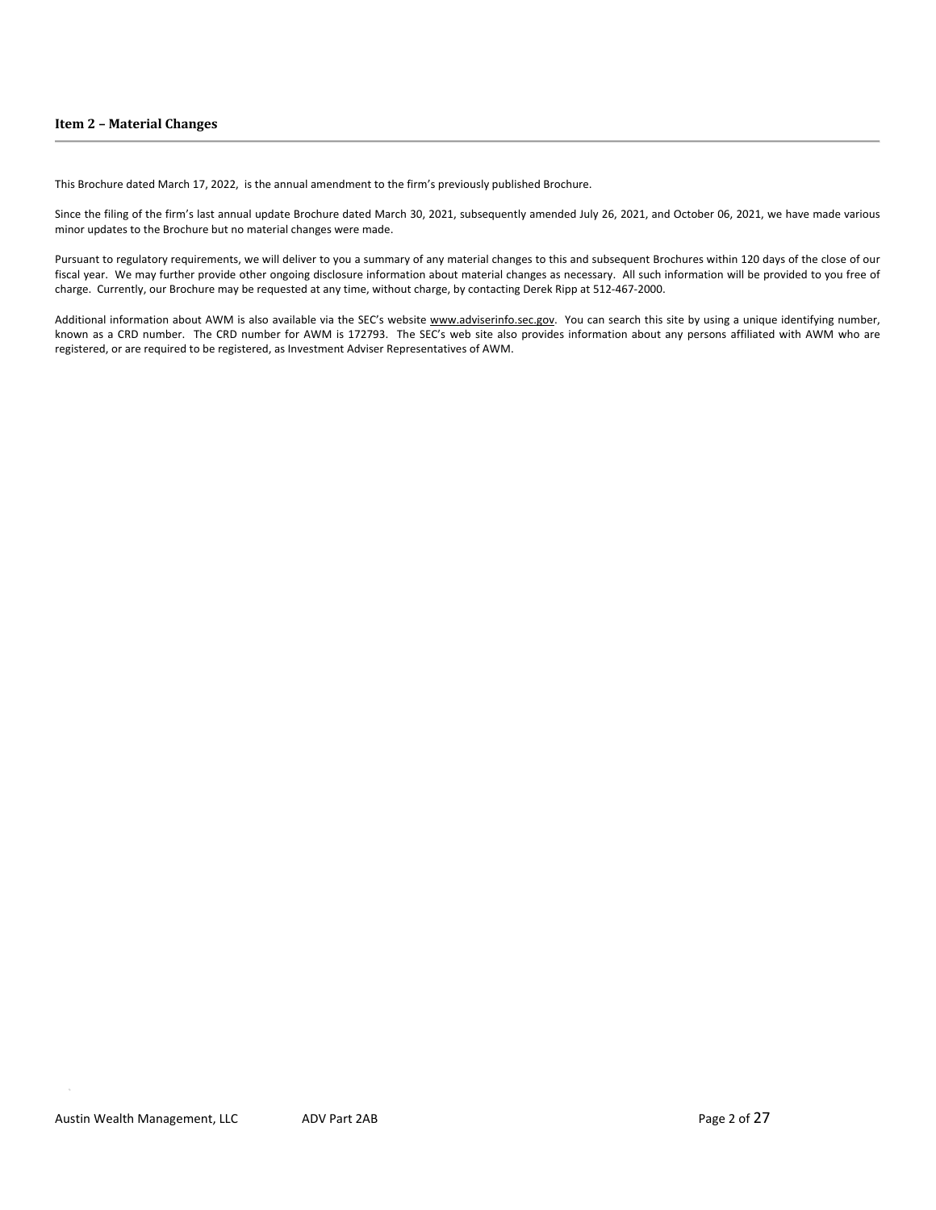## Item 2 – Material Changes

This Brochure dated March 17, 2022, is the annual amendment to the firm's previously published Brochure.

Since the filing of the firm's last annual update Brochure dated March 30, 2021, subsequently amended July 26, 2021, and October 06, 2021, we have made various minor updates to the Brochure but no material changes were made.

Pursuant to regulatory requirements, we will deliver to you a summary of any material changes to this and subsequent Brochures within 120 days of the close of our fiscal year. We may further provide other ongoing disclosure information about material changes as necessary. All such information will be provided to you free of charge. Currently, our Brochure may be requested at any time, without charge, by contacting Derek Ripp at 512-467-2000.

Additional information about AWM is also available via the SEC's website www.adviserinfo.sec.gov. You can search this site by using a unique identifying number, known as a CRD number. The CRD number for AWM is 172793. The SEC's web site also provides information about any persons affiliated with AWM who are registered, or are required to be registered, as Investment Adviser Representatives of AWM.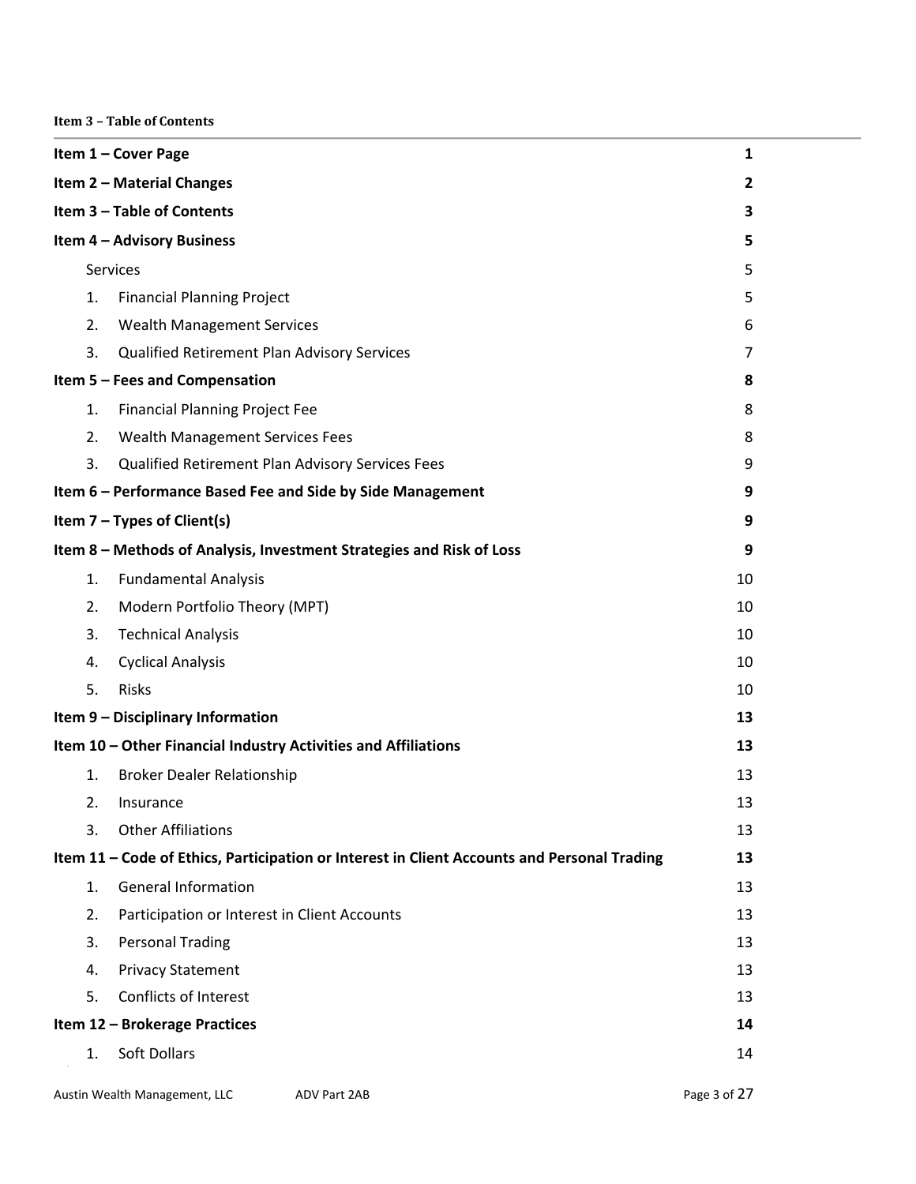**Item 3 – Table of Contents**

| | |
|---|---|
| **Item 1 – Cover Page** | **1** |
| **Item 2 – Material Changes** | **2** |
| **Item 3 – Table of Contents** | **3** |
| **Item 4 – Advisory Business** | **5** |
| Services | 5 |
| 1. Financial Planning Project | 5 |
| 2. Wealth Management Services | 6 |
| 3. Qualified Retirement Plan Advisory Services | 7 |
| **Item 5 – Fees and Compensation** | **8** |
| 1. Financial Planning Project Fee | 8 |
| 2. Wealth Management Services Fees | 8 |
| 3. Qualified Retirement Plan Advisory Services Fees | 9 |
| **Item 6 – Performance Based Fee and Side by Side Management** | **9** |
| **Item 7 – Types of Client(s)** | **9** |
| **Item 8 – Methods of Analysis, Investment Strategies and Risk of Loss** | **9** |
| 1. Fundamental Analysis | 10 |
| 2. Modern Portfolio Theory (MPT) | 10 |
| 3. Technical Analysis | 10 |
| 4. Cyclical Analysis | 10 |
| 5. Risks | 10 |
| **Item 9 – Disciplinary Information** | **13** |
| **Item 10 – Other Financial Industry Activities and Affiliations** | **13** |
| 1. Broker Dealer Relationship | 13 |
| 2. Insurance | 13 |
| 3. Other Affiliations | 13 |
| **Item 11 – Code of Ethics, Participation or Interest in Client Accounts and Personal Trading** | **13** |
| 1. General Information | 13 |
| 2. Participation or Interest in Client Accounts | 13 |
| 3. Personal Trading | 13 |
| 4. Privacy Statement | 13 |
| 5. Conflicts of Interest | 13 |
| **Item 12 – Brokerage Practices** | **14** |
| 1. Soft Dollars | 14 |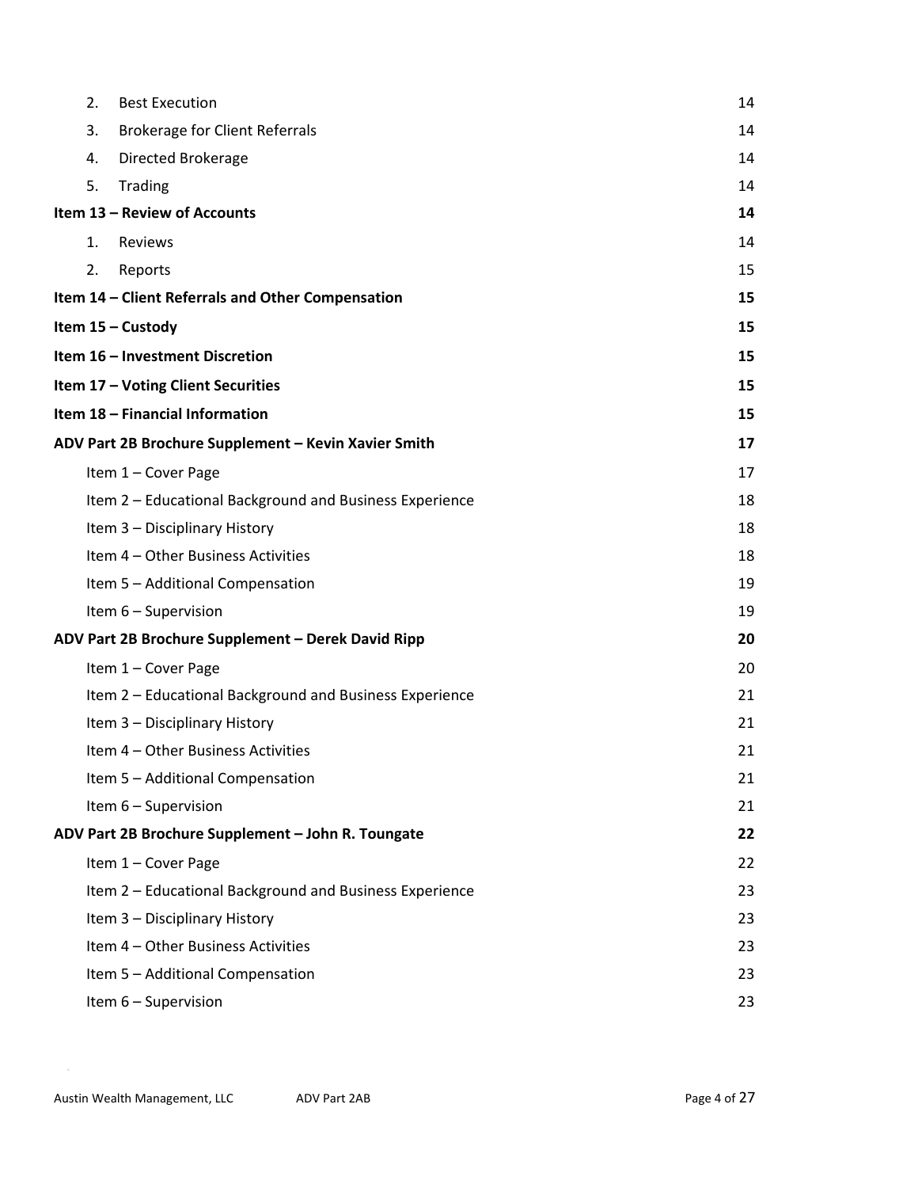| | |
|---|---|
| 2. Best Execution | 14 |
| 3. Brokerage for Client Referrals | 14 |
| 4. Directed Brokerage | 14 |
| 5. Trading | 14 |
| **Item 13 – Review of Accounts** | **14** |
| 1. Reviews | 14 |
| 2. Reports | 15 |
| **Item 14 – Client Referrals and Other Compensation** | **15** |
| **Item 15 – Custody** | **15** |
| **Item 16 – Investment Discretion** | **15** |
| **Item 17 – Voting Client Securities** | **15** |
| **Item 18 – Financial Information** | **15** |
| **ADV Part 2B Brochure Supplement – Kevin Xavier Smith** | **17** |
| Item 1 – Cover Page | 17 |
| Item 2 – Educational Background and Business Experience | 18 |
| Item 3 – Disciplinary History | 18 |
| Item 4 – Other Business Activities | 18 |
| Item 5 – Additional Compensation | 19 |
| Item 6 – Supervision | 19 |
| **ADV Part 2B Brochure Supplement – Derek David Ripp** | **20** |
| Item 1 – Cover Page | 20 |
| Item 2 – Educational Background and Business Experience | 21 |
| Item 3 – Disciplinary History | 21 |
| Item 4 – Other Business Activities | 21 |
| Item 5 – Additional Compensation | 21 |
| Item 6 – Supervision | 21 |
| **ADV Part 2B Brochure Supplement – John R. Toungate** | **22** |
| Item 1 – Cover Page | 22 |
| Item 2 – Educational Background and Business Experience | 23 |
| Item 3 – Disciplinary History | 23 |
| Item 4 – Other Business Activities | 23 |
| Item 5 – Additional Compensation | 23 |
| Item 6 – Supervision | 23 |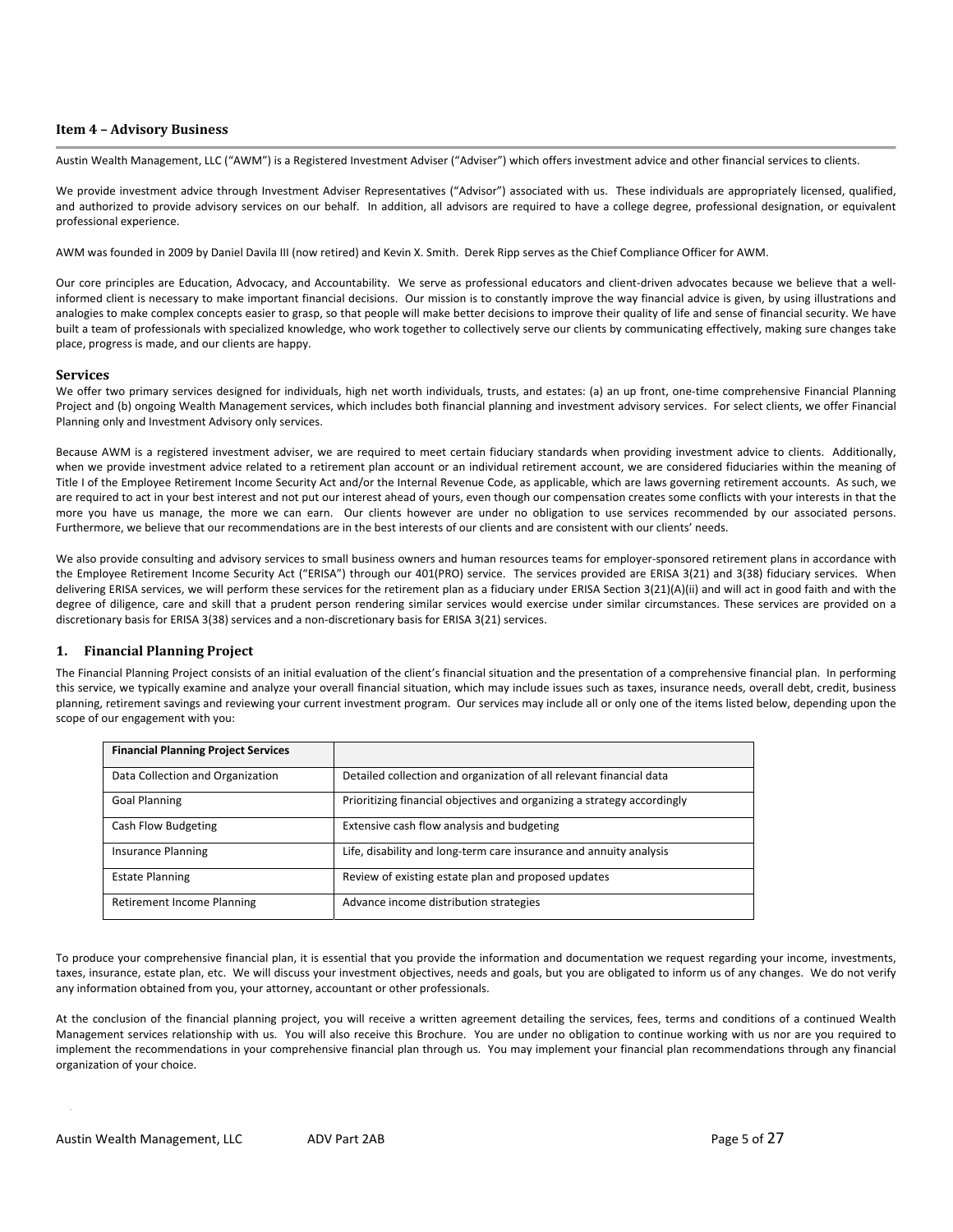## Item 4 – Advisory Business

Austin Wealth Management, LLC ("AWM") is a Registered Investment Adviser ("Adviser") which offers investment advice and other financial services to clients.

We provide investment advice through Investment Adviser Representatives ("Advisor") associated with us. These individuals are appropriately licensed, qualified, and authorized to provide advisory services on our behalf. In addition, all advisors are required to have a college degree, professional designation, or equivalent professional experience.

AWM was founded in 2009 by Daniel Davila III (now retired) and Kevin X. Smith. Derek Ripp serves as the Chief Compliance Officer for AWM.

Our core principles are Education, Advocacy, and Accountability. We serve as professional educators and client-driven advocates because we believe that a well-informed client is necessary to make important financial decisions. Our mission is to constantly improve the way financial advice is given, by using illustrations and analogies to make complex concepts easier to grasp, so that people will make better decisions to improve their quality of life and sense of financial security. We have built a team of professionals with specialized knowledge, who work together to collectively serve our clients by communicating effectively, making sure changes take place, progress is made, and our clients are happy.

### Services

We offer two primary services designed for individuals, high net worth individuals, trusts, and estates: (a) an up front, one-time comprehensive Financial Planning Project and (b) ongoing Wealth Management services, which includes both financial planning and investment advisory services. For select clients, we offer Financial Planning only and Investment Advisory only services.

Because AWM is a registered investment adviser, we are required to meet certain fiduciary standards when providing investment advice to clients. Additionally, when we provide investment advice related to a retirement plan account or an individual retirement account, we are considered fiduciaries within the meaning of Title I of the Employee Retirement Income Security Act and/or the Internal Revenue Code, as applicable, which are laws governing retirement accounts. As such, we are required to act in your best interest and not put our interest ahead of yours, even though our compensation creates some conflicts with your interests in that the more you have us manage, the more we can earn. Our clients however are under no obligation to use services recommended by our associated persons. Furthermore, we believe that our recommendations are in the best interests of our clients and are consistent with our clients' needs.

We also provide consulting and advisory services to small business owners and human resources teams for employer-sponsored retirement plans in accordance with the Employee Retirement Income Security Act ("ERISA") through our 401(PRO) service. The services provided are ERISA 3(21) and 3(38) fiduciary services. When delivering ERISA services, we will perform these services for the retirement plan as a fiduciary under ERISA Section 3(21)(A)(ii) and will act in good faith and with the degree of diligence, care and skill that a prudent person rendering similar services would exercise under similar circumstances. These services are provided on a discretionary basis for ERISA 3(38) services and a non-discretionary basis for ERISA 3(21) services.

### 1. Financial Planning Project

The Financial Planning Project consists of an initial evaluation of the client's financial situation and the presentation of a comprehensive financial plan. In performing this service, we typically examine and analyze your overall financial situation, which may include issues such as taxes, insurance needs, overall debt, credit, business planning, retirement savings and reviewing your current investment program. Our services may include all or only one of the items listed below, depending upon the scope of our engagement with you:

| Financial Planning Project Services | |
|---|---|
| Data Collection and Organization | Detailed collection and organization of all relevant financial data |
| Goal Planning | Prioritizing financial objectives and organizing a strategy accordingly |
| Cash Flow Budgeting | Extensive cash flow analysis and budgeting |
| Insurance Planning | Life, disability and long-term care insurance and annuity analysis |
| Estate Planning | Review of existing estate plan and proposed updates |
| Retirement Income Planning | Advance income distribution strategies |

To produce your comprehensive financial plan, it is essential that you provide the information and documentation we request regarding your income, investments, taxes, insurance, estate plan, etc. We will discuss your investment objectives, needs and goals, but you are obligated to inform us of any changes. We do not verify any information obtained from you, your attorney, accountant or other professionals.

At the conclusion of the financial planning project, you will receive a written agreement detailing the services, fees, terms and conditions of a continued Wealth Management services relationship with us. You will also receive this Brochure. You are under no obligation to continue working with us nor are you required to implement the recommendations in your comprehensive financial plan through us. You may implement your financial plan recommendations through any financial organization of your choice.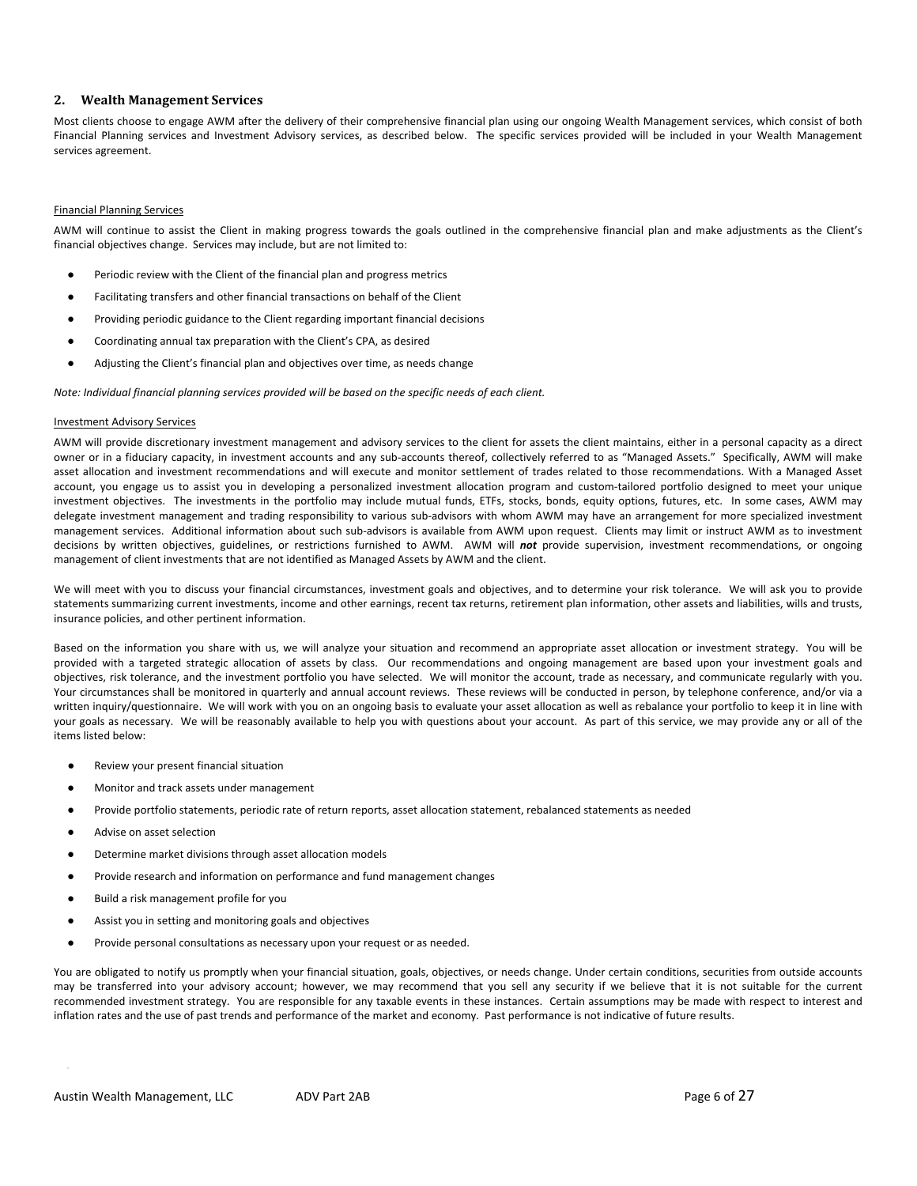## 2. Wealth Management Services

Most clients choose to engage AWM after the delivery of their comprehensive financial plan using our ongoing Wealth Management services, which consist of both Financial Planning services and Investment Advisory services, as described below. The specific services provided will be included in your Wealth Management services agreement.

Financial Planning Services

AWM will continue to assist the Client in making progress towards the goals outlined in the comprehensive financial plan and make adjustments as the Client's financial objectives change. Services may include, but are not limited to:

- Periodic review with the Client of the financial plan and progress metrics
- Facilitating transfers and other financial transactions on behalf of the Client
- Providing periodic guidance to the Client regarding important financial decisions
- Coordinating annual tax preparation with the Client's CPA, as desired
- Adjusting the Client's financial plan and objectives over time, as needs change

*Note: Individual financial planning services provided will be based on the specific needs of each client.*

Investment Advisory Services

AWM will provide discretionary investment management and advisory services to the client for assets the client maintains, either in a personal capacity as a direct owner or in a fiduciary capacity, in investment accounts and any sub-accounts thereof, collectively referred to as "Managed Assets." Specifically, AWM will make asset allocation and investment recommendations and will execute and monitor settlement of trades related to those recommendations. With a Managed Asset account, you engage us to assist you in developing a personalized investment allocation program and custom-tailored portfolio designed to meet your unique investment objectives. The investments in the portfolio may include mutual funds, ETFs, stocks, bonds, equity options, futures, etc. In some cases, AWM may delegate investment management and trading responsibility to various sub-advisors with whom AWM may have an arrangement for more specialized investment management services. Additional information about such sub-advisors is available from AWM upon request. Clients may limit or instruct AWM as to investment decisions by written objectives, guidelines, or restrictions furnished to AWM. AWM will ***not*** provide supervision, investment recommendations, or ongoing management of client investments that are not identified as Managed Assets by AWM and the client.

We will meet with you to discuss your financial circumstances, investment goals and objectives, and to determine your risk tolerance. We will ask you to provide statements summarizing current investments, income and other earnings, recent tax returns, retirement plan information, other assets and liabilities, wills and trusts, insurance policies, and other pertinent information.

Based on the information you share with us, we will analyze your situation and recommend an appropriate asset allocation or investment strategy. You will be provided with a targeted strategic allocation of assets by class. Our recommendations and ongoing management are based upon your investment goals and objectives, risk tolerance, and the investment portfolio you have selected. We will monitor the account, trade as necessary, and communicate regularly with you. Your circumstances shall be monitored in quarterly and annual account reviews. These reviews will be conducted in person, by telephone conference, and/or via a written inquiry/questionnaire. We will work with you on an ongoing basis to evaluate your asset allocation as well as rebalance your portfolio to keep it in line with your goals as necessary. We will be reasonably available to help you with questions about your account. As part of this service, we may provide any or all of the items listed below:

- Review your present financial situation
- Monitor and track assets under management
- Provide portfolio statements, periodic rate of return reports, asset allocation statement, rebalanced statements as needed
- Advise on asset selection
- Determine market divisions through asset allocation models
- Provide research and information on performance and fund management changes
- Build a risk management profile for you
- Assist you in setting and monitoring goals and objectives
- Provide personal consultations as necessary upon your request or as needed.

You are obligated to notify us promptly when your financial situation, goals, objectives, or needs change. Under certain conditions, securities from outside accounts may be transferred into your advisory account; however, we may recommend that you sell any security if we believe that it is not suitable for the current recommended investment strategy. You are responsible for any taxable events in these instances. Certain assumptions may be made with respect to interest and inflation rates and the use of past trends and performance of the market and economy. Past performance is not indicative of future results.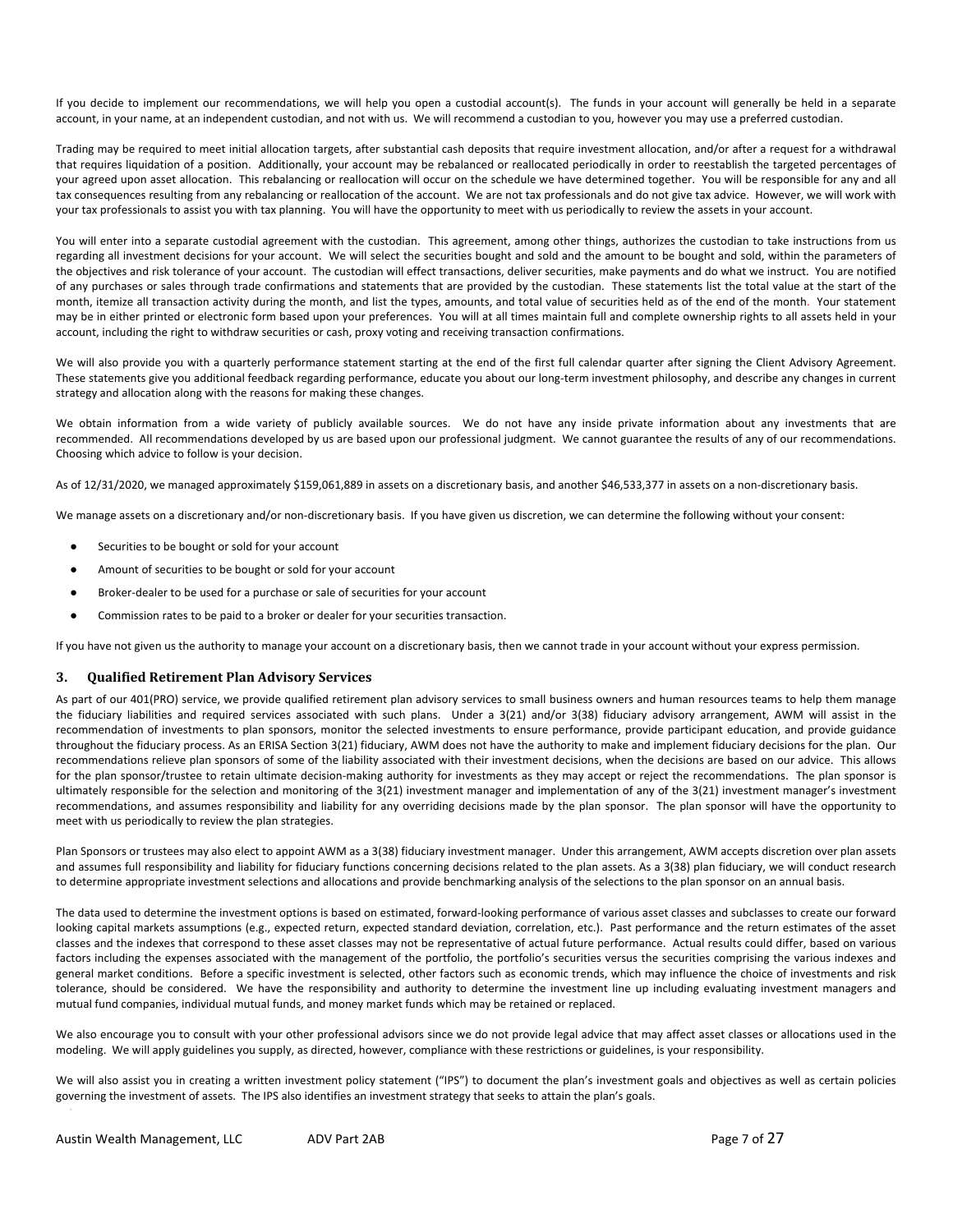If you decide to implement our recommendations, we will help you open a custodial account(s). The funds in your account will generally be held in a separate account, in your name, at an independent custodian, and not with us. We will recommend a custodian to you, however you may use a preferred custodian.

Trading may be required to meet initial allocation targets, after substantial cash deposits that require investment allocation, and/or after a request for a withdrawal that requires liquidation of a position. Additionally, your account may be rebalanced or reallocated periodically in order to reestablish the targeted percentages of your agreed upon asset allocation. This rebalancing or reallocation will occur on the schedule we have determined together. You will be responsible for any and all tax consequences resulting from any rebalancing or reallocation of the account. We are not tax professionals and do not give tax advice. However, we will work with your tax professionals to assist you with tax planning. You will have the opportunity to meet with us periodically to review the assets in your account.

You will enter into a separate custodial agreement with the custodian. This agreement, among other things, authorizes the custodian to take instructions from us regarding all investment decisions for your account. We will select the securities bought and sold and the amount to be bought and sold, within the parameters of the objectives and risk tolerance of your account. The custodian will effect transactions, deliver securities, make payments and do what we instruct. You are notified of any purchases or sales through trade confirmations and statements that are provided by the custodian. These statements list the total value at the start of the month, itemize all transaction activity during the month, and list the types, amounts, and total value of securities held as of the end of the month. Your statement may be in either printed or electronic form based upon your preferences. You will at all times maintain full and complete ownership rights to all assets held in your account, including the right to withdraw securities or cash, proxy voting and receiving transaction confirmations.

We will also provide you with a quarterly performance statement starting at the end of the first full calendar quarter after signing the Client Advisory Agreement. These statements give you additional feedback regarding performance, educate you about our long-term investment philosophy, and describe any changes in current strategy and allocation along with the reasons for making these changes.

We obtain information from a wide variety of publicly available sources. We do not have any inside private information about any investments that are recommended. All recommendations developed by us are based upon our professional judgment. We cannot guarantee the results of any of our recommendations. Choosing which advice to follow is your decision.

As of 12/31/2020, we managed approximately $159,061,889 in assets on a discretionary basis, and another $46,533,377 in assets on a non-discretionary basis.

We manage assets on a discretionary and/or non-discretionary basis. If you have given us discretion, we can determine the following without your consent:

- Securities to be bought or sold for your account
- Amount of securities to be bought or sold for your account
- Broker-dealer to be used for a purchase or sale of securities for your account
- Commission rates to be paid to a broker or dealer for your securities transaction.

If you have not given us the authority to manage your account on a discretionary basis, then we cannot trade in your account without your express permission.

### 3. Qualified Retirement Plan Advisory Services

As part of our 401(PRO) service, we provide qualified retirement plan advisory services to small business owners and human resources teams to help them manage the fiduciary liabilities and required services associated with such plans. Under a 3(21) and/or 3(38) fiduciary advisory arrangement, AWM will assist in the recommendation of investments to plan sponsors, monitor the selected investments to ensure performance, provide participant education, and provide guidance throughout the fiduciary process. As an ERISA Section 3(21) fiduciary, AWM does not have the authority to make and implement fiduciary decisions for the plan. Our recommendations relieve plan sponsors of some of the liability associated with their investment decisions, when the decisions are based on our advice. This allows for the plan sponsor/trustee to retain ultimate decision-making authority for investments as they may accept or reject the recommendations. The plan sponsor is ultimately responsible for the selection and monitoring of the 3(21) investment manager and implementation of any of the 3(21) investment manager's investment recommendations, and assumes responsibility and liability for any overriding decisions made by the plan sponsor. The plan sponsor will have the opportunity to meet with us periodically to review the plan strategies.

Plan Sponsors or trustees may also elect to appoint AWM as a 3(38) fiduciary investment manager. Under this arrangement, AWM accepts discretion over plan assets and assumes full responsibility and liability for fiduciary functions concerning decisions related to the plan assets. As a 3(38) plan fiduciary, we will conduct research to determine appropriate investment selections and allocations and provide benchmarking analysis of the selections to the plan sponsor on an annual basis.

The data used to determine the investment options is based on estimated, forward-looking performance of various asset classes and subclasses to create our forward looking capital markets assumptions (e.g., expected return, expected standard deviation, correlation, etc.). Past performance and the return estimates of the asset classes and the indexes that correspond to these asset classes may not be representative of actual future performance. Actual results could differ, based on various factors including the expenses associated with the management of the portfolio, the portfolio's securities versus the securities comprising the various indexes and general market conditions. Before a specific investment is selected, other factors such as economic trends, which may influence the choice of investments and risk tolerance, should be considered. We have the responsibility and authority to determine the investment line up including evaluating investment managers and mutual fund companies, individual mutual funds, and money market funds which may be retained or replaced.

We also encourage you to consult with your other professional advisors since we do not provide legal advice that may affect asset classes or allocations used in the modeling. We will apply guidelines you supply, as directed, however, compliance with these restrictions or guidelines, is your responsibility.

We will also assist you in creating a written investment policy statement ("IPS") to document the plan's investment goals and objectives as well as certain policies governing the investment of assets. The IPS also identifies an investment strategy that seeks to attain the plan's goals.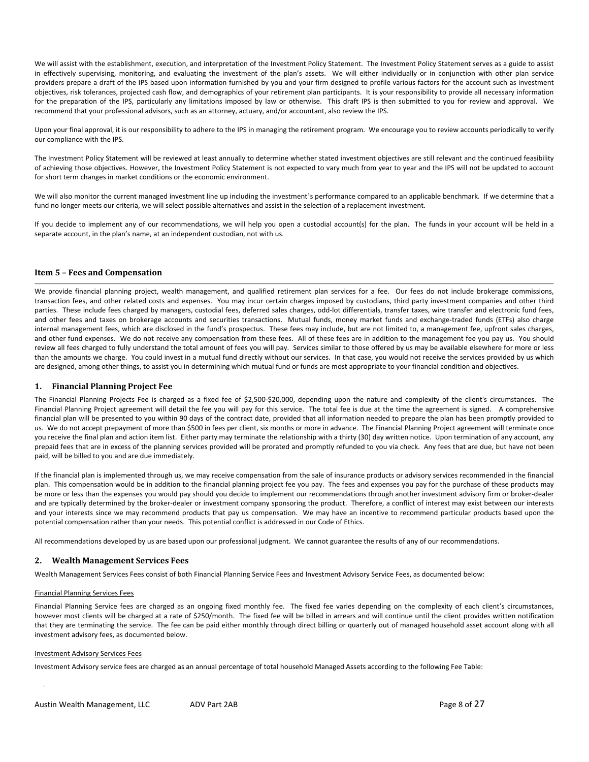We will assist with the establishment, execution, and interpretation of the Investment Policy Statement. The Investment Policy Statement serves as a guide to assist in effectively supervising, monitoring, and evaluating the investment of the plan's assets. We will either individually or in conjunction with other plan service providers prepare a draft of the IPS based upon information furnished by you and your firm designed to profile various factors for the account such as investment objectives, risk tolerances, projected cash flow, and demographics of your retirement plan participants. It is your responsibility to provide all necessary information for the preparation of the IPS, particularly any limitations imposed by law or otherwise. This draft IPS is then submitted to you for review and approval. We recommend that your professional advisors, such as an attorney, actuary, and/or accountant, also review the IPS.

Upon your final approval, it is our responsibility to adhere to the IPS in managing the retirement program. We encourage you to review accounts periodically to verify our compliance with the IPS.

The Investment Policy Statement will be reviewed at least annually to determine whether stated investment objectives are still relevant and the continued feasibility of achieving those objectives. However, the Investment Policy Statement is not expected to vary much from year to year and the IPS will not be updated to account for short term changes in market conditions or the economic environment.

We will also monitor the current managed investment line up including the investment's performance compared to an applicable benchmark. If we determine that a fund no longer meets our criteria, we will select possible alternatives and assist in the selection of a replacement investment.

If you decide to implement any of our recommendations, we will help you open a custodial account(s) for the plan. The funds in your account will be held in a separate account, in the plan's name, at an independent custodian, not with us.

## Item 5 – Fees and Compensation

We provide financial planning project, wealth management, and qualified retirement plan services for a fee. Our fees do not include brokerage commissions, transaction fees, and other related costs and expenses. You may incur certain charges imposed by custodians, third party investment companies and other third parties. These include fees charged by managers, custodial fees, deferred sales charges, odd-lot differentials, transfer taxes, wire transfer and electronic fund fees, and other fees and taxes on brokerage accounts and securities transactions. Mutual funds, money market funds and exchange-traded funds (ETFs) also charge internal management fees, which are disclosed in the fund's prospectus. These fees may include, but are not limited to, a management fee, upfront sales charges, and other fund expenses. We do not receive any compensation from these fees. All of these fees are in addition to the management fee you pay us. You should review all fees charged to fully understand the total amount of fees you will pay. Services similar to those offered by us may be available elsewhere for more or less than the amounts we charge. You could invest in a mutual fund directly without our services. In that case, you would not receive the services provided by us which are designed, among other things, to assist you in determining which mutual fund or funds are most appropriate to your financial condition and objectives.

### 1. Financial Planning Project Fee

The Financial Planning Projects Fee is charged as a fixed fee of $2,500-$20,000, depending upon the nature and complexity of the client's circumstances. The Financial Planning Project agreement will detail the fee you will pay for this service. The total fee is due at the time the agreement is signed. A comprehensive financial plan will be presented to you within 90 days of the contract date, provided that all information needed to prepare the plan has been promptly provided to us. We do not accept prepayment of more than $500 in fees per client, six months or more in advance. The Financial Planning Project agreement will terminate once you receive the final plan and action item list. Either party may terminate the relationship with a thirty (30) day written notice. Upon termination of any account, any prepaid fees that are in excess of the planning services provided will be prorated and promptly refunded to you via check. Any fees that are due, but have not been paid, will be billed to you and are due immediately.

If the financial plan is implemented through us, we may receive compensation from the sale of insurance products or advisory services recommended in the financial plan. This compensation would be in addition to the financial planning project fee you pay. The fees and expenses you pay for the purchase of these products may be more or less than the expenses you would pay should you decide to implement our recommendations through another investment advisory firm or broker-dealer and are typically determined by the broker-dealer or investment company sponsoring the product. Therefore, a conflict of interest may exist between our interests and your interests since we may recommend products that pay us compensation. We may have an incentive to recommend particular products based upon the potential compensation rather than your needs. This potential conflict is addressed in our Code of Ethics.

All recommendations developed by us are based upon our professional judgment. We cannot guarantee the results of any of our recommendations.

### 2. Wealth Management Services Fees

Wealth Management Services Fees consist of both Financial Planning Service Fees and Investment Advisory Service Fees, as documented below:

Financial Planning Services Fees

Financial Planning Service fees are charged as an ongoing fixed monthly fee. The fixed fee varies depending on the complexity of each client's circumstances, however most clients will be charged at a rate of $250/month. The fixed fee will be billed in arrears and will continue until the client provides written notification that they are terminating the service. The fee can be paid either monthly through direct billing or quarterly out of managed household asset account along with all investment advisory fees, as documented below.

Investment Advisory Services Fees

Investment Advisory service fees are charged as an annual percentage of total household Managed Assets according to the following Fee Table: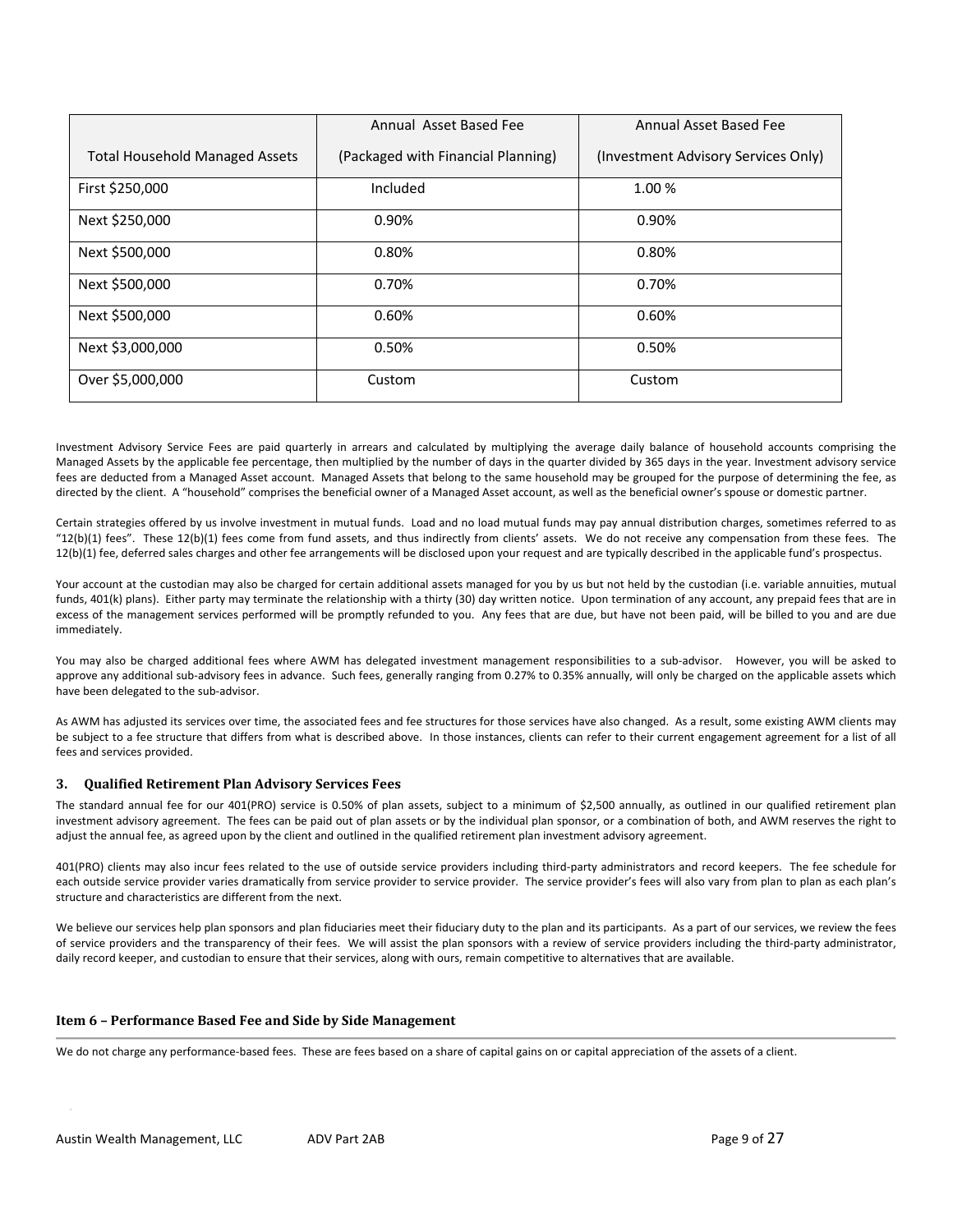| Total Household Managed Assets | Annual Asset Based Fee (Packaged with Financial Planning) | Annual Asset Based Fee (Investment Advisory Services Only) |
|---|---|---|
| First $250,000 | Included | 1.00 % |
| Next $250,000 | 0.90% | 0.90% |
| Next $500,000 | 0.80% | 0.80% |
| Next $500,000 | 0.70% | 0.70% |
| Next $500,000 | 0.60% | 0.60% |
| Next $3,000,000 | 0.50% | 0.50% |
| Over $5,000,000 | Custom | Custom |

Investment Advisory Service Fees are paid quarterly in arrears and calculated by multiplying the average daily balance of household accounts comprising the Managed Assets by the applicable fee percentage, then multiplied by the number of days in the quarter divided by 365 days in the year. Investment advisory service fees are deducted from a Managed Asset account. Managed Assets that belong to the same household may be grouped for the purpose of determining the fee, as directed by the client. A "household" comprises the beneficial owner of a Managed Asset account, as well as the beneficial owner's spouse or domestic partner.

Certain strategies offered by us involve investment in mutual funds. Load and no load mutual funds may pay annual distribution charges, sometimes referred to as "12(b)(1) fees". These 12(b)(1) fees come from fund assets, and thus indirectly from clients' assets. We do not receive any compensation from these fees. The 12(b)(1) fee, deferred sales charges and other fee arrangements will be disclosed upon your request and are typically described in the applicable fund's prospectus.

Your account at the custodian may also be charged for certain additional assets managed for you by us but not held by the custodian (i.e. variable annuities, mutual funds, 401(k) plans). Either party may terminate the relationship with a thirty (30) day written notice. Upon termination of any account, any prepaid fees that are in excess of the management services performed will be promptly refunded to you. Any fees that are due, but have not been paid, will be billed to you and are due immediately.

You may also be charged additional fees where AWM has delegated investment management responsibilities to a sub-advisor. However, you will be asked to approve any additional sub-advisory fees in advance. Such fees, generally ranging from 0.27% to 0.35% annually, will only be charged on the applicable assets which have been delegated to the sub-advisor.

As AWM has adjusted its services over time, the associated fees and fee structures for those services have also changed. As a result, some existing AWM clients may be subject to a fee structure that differs from what is described above. In those instances, clients can refer to their current engagement agreement for a list of all fees and services provided.

### 3. Qualified Retirement Plan Advisory Services Fees

The standard annual fee for our 401(PRO) service is 0.50% of plan assets, subject to a minimum of $2,500 annually, as outlined in our qualified retirement plan investment advisory agreement. The fees can be paid out of plan assets or by the individual plan sponsor, or a combination of both, and AWM reserves the right to adjust the annual fee, as agreed upon by the client and outlined in the qualified retirement plan investment advisory agreement.

401(PRO) clients may also incur fees related to the use of outside service providers including third-party administrators and record keepers. The fee schedule for each outside service provider varies dramatically from service provider to service provider. The service provider's fees will also vary from plan to plan as each plan's structure and characteristics are different from the next.

We believe our services help plan sponsors and plan fiduciaries meet their fiduciary duty to the plan and its participants. As a part of our services, we review the fees of service providers and the transparency of their fees. We will assist the plan sponsors with a review of service providers including the third-party administrator, daily record keeper, and custodian to ensure that their services, along with ours, remain competitive to alternatives that are available.

## Item 6 – Performance Based Fee and Side by Side Management

We do not charge any performance-based fees. These are fees based on a share of capital gains on or capital appreciation of the assets of a client.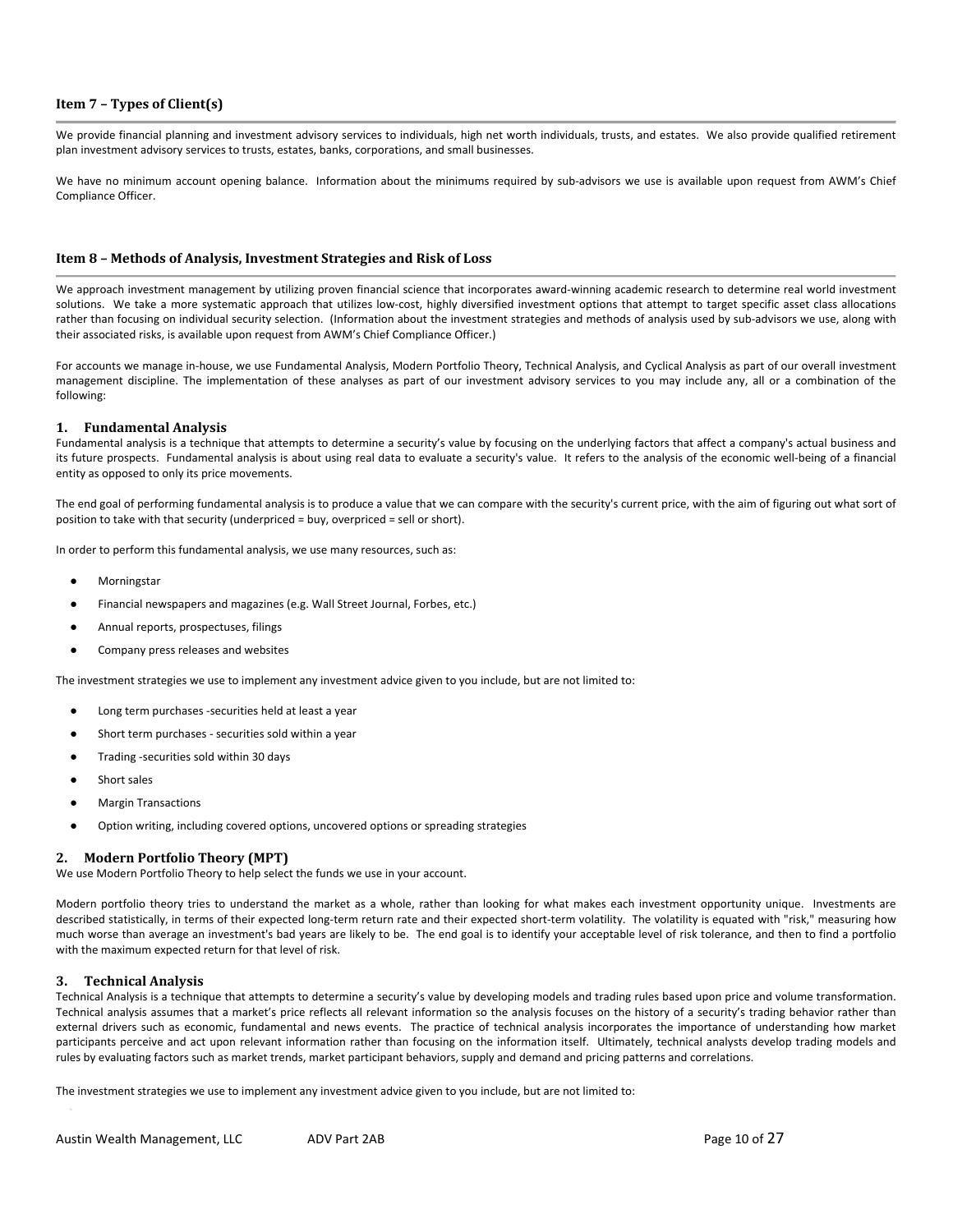## Item 7 – Types of Client(s)

We provide financial planning and investment advisory services to individuals, high net worth individuals, trusts, and estates. We also provide qualified retirement plan investment advisory services to trusts, estates, banks, corporations, and small businesses.

We have no minimum account opening balance. Information about the minimums required by sub-advisors we use is available upon request from AWM's Chief Compliance Officer.

## Item 8 – Methods of Analysis, Investment Strategies and Risk of Loss

We approach investment management by utilizing proven financial science that incorporates award-winning academic research to determine real world investment solutions. We take a more systematic approach that utilizes low-cost, highly diversified investment options that attempt to target specific asset class allocations rather than focusing on individual security selection. (Information about the investment strategies and methods of analysis used by sub-advisors we use, along with their associated risks, is available upon request from AWM's Chief Compliance Officer.)

For accounts we manage in-house, we use Fundamental Analysis, Modern Portfolio Theory, Technical Analysis, and Cyclical Analysis as part of our overall investment management discipline. The implementation of these analyses as part of our investment advisory services to you may include any, all or a combination of the following:

### 1. Fundamental Analysis

Fundamental analysis is a technique that attempts to determine a security's value by focusing on the underlying factors that affect a company's actual business and its future prospects. Fundamental analysis is about using real data to evaluate a security's value. It refers to the analysis of the economic well-being of a financial entity as opposed to only its price movements.

The end goal of performing fundamental analysis is to produce a value that we can compare with the security's current price, with the aim of figuring out what sort of position to take with that security (underpriced = buy, overpriced = sell or short).

In order to perform this fundamental analysis, we use many resources, such as:

- Morningstar
- Financial newspapers and magazines (e.g. Wall Street Journal, Forbes, etc.)
- Annual reports, prospectuses, filings
- Company press releases and websites

The investment strategies we use to implement any investment advice given to you include, but are not limited to:

- Long term purchases -securities held at least a year
- Short term purchases - securities sold within a year
- Trading -securities sold within 30 days
- Short sales
- Margin Transactions
- Option writing, including covered options, uncovered options or spreading strategies

### 2. Modern Portfolio Theory (MPT)

We use Modern Portfolio Theory to help select the funds we use in your account.

Modern portfolio theory tries to understand the market as a whole, rather than looking for what makes each investment opportunity unique. Investments are described statistically, in terms of their expected long-term return rate and their expected short-term volatility. The volatility is equated with "risk," measuring how much worse than average an investment's bad years are likely to be. The end goal is to identify your acceptable level of risk tolerance, and then to find a portfolio with the maximum expected return for that level of risk.

### 3. Technical Analysis

Technical Analysis is a technique that attempts to determine a security's value by developing models and trading rules based upon price and volume transformation. Technical analysis assumes that a market's price reflects all relevant information so the analysis focuses on the history of a security's trading behavior rather than external drivers such as economic, fundamental and news events. The practice of technical analysis incorporates the importance of understanding how market participants perceive and act upon relevant information rather than focusing on the information itself. Ultimately, technical analysts develop trading models and rules by evaluating factors such as market trends, market participant behaviors, supply and demand and pricing patterns and correlations.

The investment strategies we use to implement any investment advice given to you include, but are not limited to: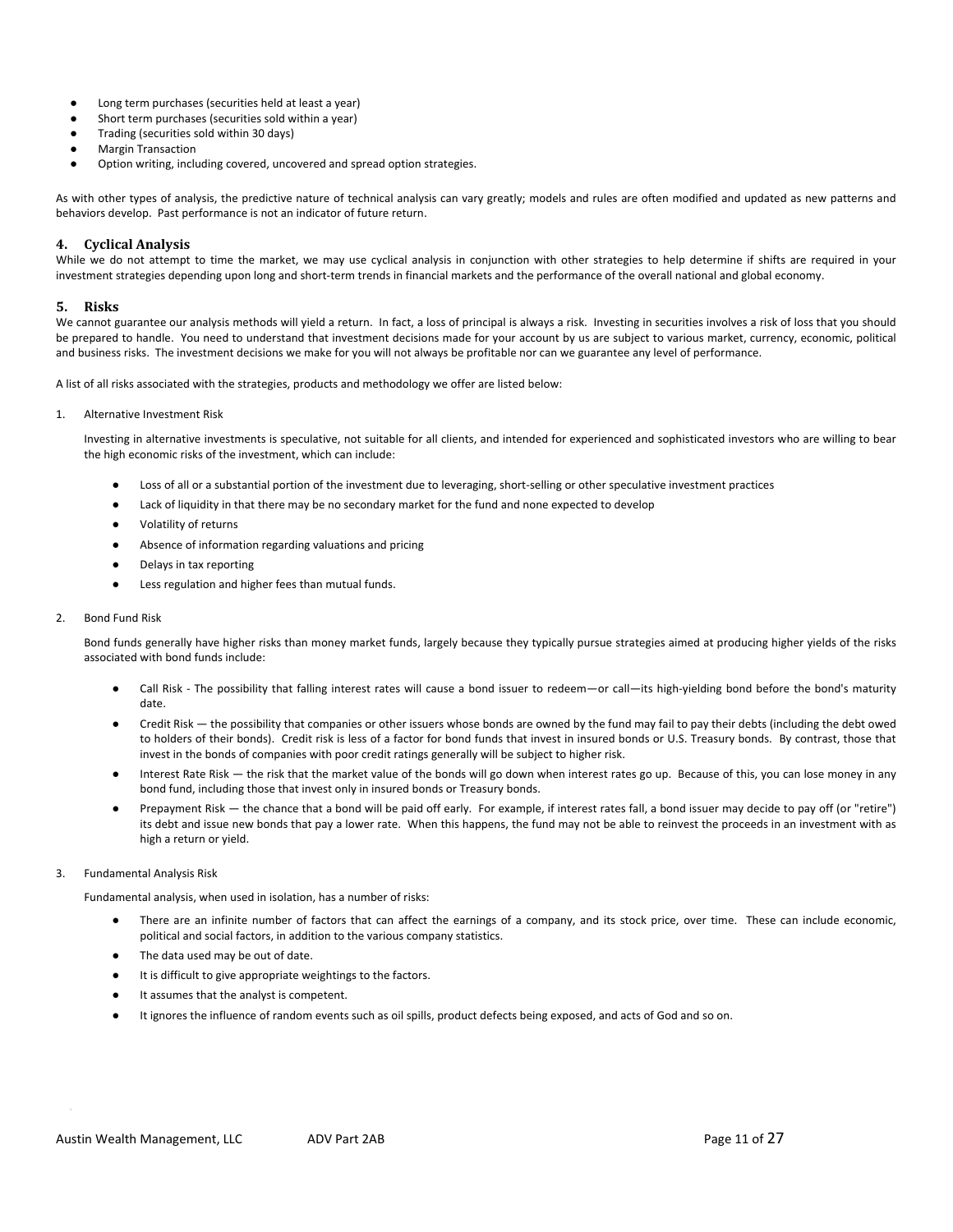- Long term purchases (securities held at least a year)
- Short term purchases (securities sold within a year)
- Trading (securities sold within 30 days)
- Margin Transaction
- Option writing, including covered, uncovered and spread option strategies.

As with other types of analysis, the predictive nature of technical analysis can vary greatly; models and rules are often modified and updated as new patterns and behaviors develop. Past performance is not an indicator of future return.

### 4. Cyclical Analysis

While we do not attempt to time the market, we may use cyclical analysis in conjunction with other strategies to help determine if shifts are required in your investment strategies depending upon long and short-term trends in financial markets and the performance of the overall national and global economy.

### 5. Risks

We cannot guarantee our analysis methods will yield a return. In fact, a loss of principal is always a risk. Investing in securities involves a risk of loss that you should be prepared to handle. You need to understand that investment decisions made for your account by us are subject to various market, currency, economic, political and business risks. The investment decisions we make for you will not always be profitable nor can we guarantee any level of performance.

A list of all risks associated with the strategies, products and methodology we offer are listed below:

1. Alternative Investment Risk

   Investing in alternative investments is speculative, not suitable for all clients, and intended for experienced and sophisticated investors who are willing to bear the high economic risks of the investment, which can include:

   - Loss of all or a substantial portion of the investment due to leveraging, short-selling or other speculative investment practices
   - Lack of liquidity in that there may be no secondary market for the fund and none expected to develop
   - Volatility of returns
   - Absence of information regarding valuations and pricing
   - Delays in tax reporting
   - Less regulation and higher fees than mutual funds.

2. Bond Fund Risk

   Bond funds generally have higher risks than money market funds, largely because they typically pursue strategies aimed at producing higher yields of the risks associated with bond funds include:

   - Call Risk - The possibility that falling interest rates will cause a bond issuer to redeem—or call—its high-yielding bond before the bond's maturity date.
   - Credit Risk — the possibility that companies or other issuers whose bonds are owned by the fund may fail to pay their debts (including the debt owed to holders of their bonds). Credit risk is less of a factor for bond funds that invest in insured bonds or U.S. Treasury bonds. By contrast, those that invest in the bonds of companies with poor credit ratings generally will be subject to higher risk.
   - Interest Rate Risk — the risk that the market value of the bonds will go down when interest rates go up. Because of this, you can lose money in any bond fund, including those that invest only in insured bonds or Treasury bonds.
   - Prepayment Risk — the chance that a bond will be paid off early. For example, if interest rates fall, a bond issuer may decide to pay off (or "retire") its debt and issue new bonds that pay a lower rate. When this happens, the fund may not be able to reinvest the proceeds in an investment with as high a return or yield.

3. Fundamental Analysis Risk

   Fundamental analysis, when used in isolation, has a number of risks:

   - There are an infinite number of factors that can affect the earnings of a company, and its stock price, over time. These can include economic, political and social factors, in addition to the various company statistics.
   - The data used may be out of date.
   - It is difficult to give appropriate weightings to the factors.
   - It assumes that the analyst is competent.
   - It ignores the influence of random events such as oil spills, product defects being exposed, and acts of God and so on.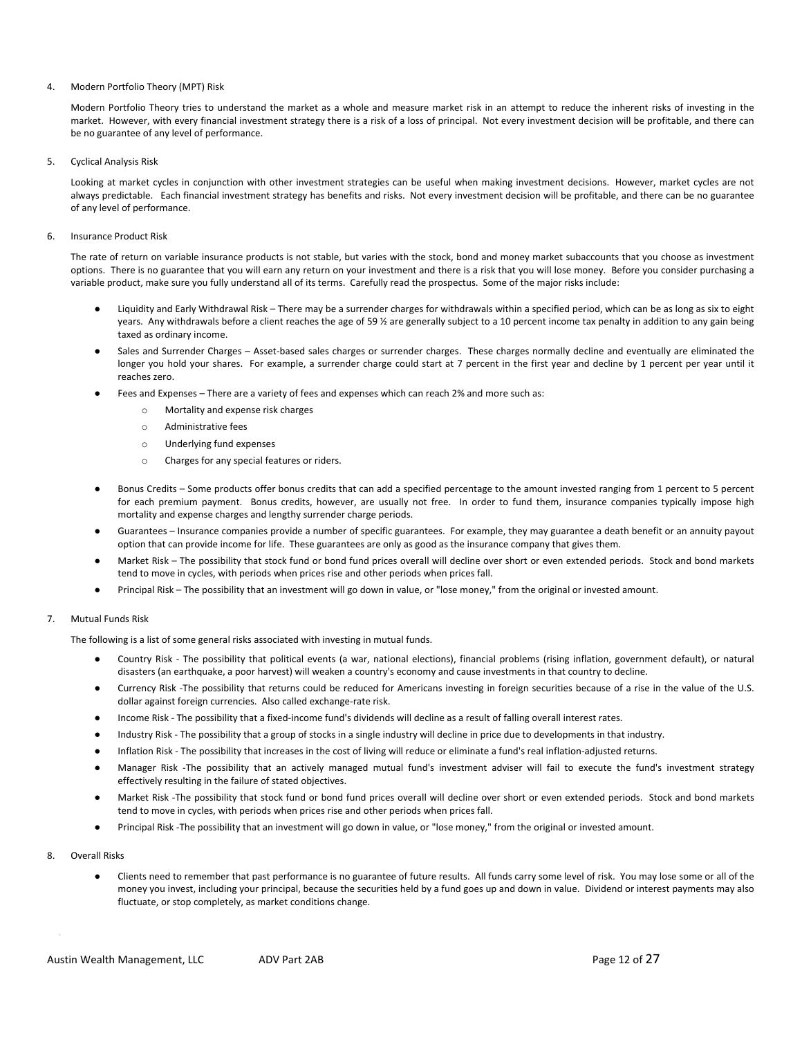4. Modern Portfolio Theory (MPT) Risk

   Modern Portfolio Theory tries to understand the market as a whole and measure market risk in an attempt to reduce the inherent risks of investing in the market. However, with every financial investment strategy there is a risk of a loss of principal. Not every investment decision will be profitable, and there can be no guarantee of any level of performance.

5. Cyclical Analysis Risk

   Looking at market cycles in conjunction with other investment strategies can be useful when making investment decisions. However, market cycles are not always predictable. Each financial investment strategy has benefits and risks. Not every investment decision will be profitable, and there can be no guarantee of any level of performance.

6. Insurance Product Risk

   The rate of return on variable insurance products is not stable, but varies with the stock, bond and money market subaccounts that you choose as investment options. There is no guarantee that you will earn any return on your investment and there is a risk that you will lose money. Before you consider purchasing a variable product, make sure you fully understand all of its terms. Carefully read the prospectus. Some of the major risks include:

   - Liquidity and Early Withdrawal Risk – There may be a surrender charges for withdrawals within a specified period, which can be as long as six to eight years. Any withdrawals before a client reaches the age of 59 ½ are generally subject to a 10 percent income tax penalty in addition to any gain being taxed as ordinary income.
   - Sales and Surrender Charges – Asset-based sales charges or surrender charges. These charges normally decline and eventually are eliminated the longer you hold your shares. For example, a surrender charge could start at 7 percent in the first year and decline by 1 percent per year until it reaches zero.
   - Fees and Expenses – There are a variety of fees and expenses which can reach 2% and more such as:
     - Mortality and expense risk charges
     - Administrative fees
     - Underlying fund expenses
     - Charges for any special features or riders.
   - Bonus Credits – Some products offer bonus credits that can add a specified percentage to the amount invested ranging from 1 percent to 5 percent for each premium payment. Bonus credits, however, are usually not free. In order to fund them, insurance companies typically impose high mortality and expense charges and lengthy surrender charge periods.
   - Guarantees – Insurance companies provide a number of specific guarantees. For example, they may guarantee a death benefit or an annuity payout option that can provide income for life. These guarantees are only as good as the insurance company that gives them.
   - Market Risk – The possibility that stock fund or bond fund prices overall will decline over short or even extended periods. Stock and bond markets tend to move in cycles, with periods when prices rise and other periods when prices fall.
   - Principal Risk – The possibility that an investment will go down in value, or "lose money," from the original or invested amount.

7. Mutual Funds Risk

   The following is a list of some general risks associated with investing in mutual funds.

   - Country Risk - The possibility that political events (a war, national elections), financial problems (rising inflation, government default), or natural disasters (an earthquake, a poor harvest) will weaken a country's economy and cause investments in that country to decline.
   - Currency Risk -The possibility that returns could be reduced for Americans investing in foreign securities because of a rise in the value of the U.S. dollar against foreign currencies. Also called exchange-rate risk.
   - Income Risk - The possibility that a fixed-income fund's dividends will decline as a result of falling overall interest rates.
   - Industry Risk - The possibility that a group of stocks in a single industry will decline in price due to developments in that industry.
   - Inflation Risk - The possibility that increases in the cost of living will reduce or eliminate a fund's real inflation-adjusted returns.
   - Manager Risk -The possibility that an actively managed mutual fund's investment adviser will fail to execute the fund's investment strategy effectively resulting in the failure of stated objectives.
   - Market Risk -The possibility that stock fund or bond fund prices overall will decline over short or even extended periods. Stock and bond markets tend to move in cycles, with periods when prices rise and other periods when prices fall.
   - Principal Risk -The possibility that an investment will go down in value, or "lose money," from the original or invested amount.

8. Overall Risks

   - Clients need to remember that past performance is no guarantee of future results. All funds carry some level of risk. You may lose some or all of the money you invest, including your principal, because the securities held by a fund goes up and down in value. Dividend or interest payments may also fluctuate, or stop completely, as market conditions change.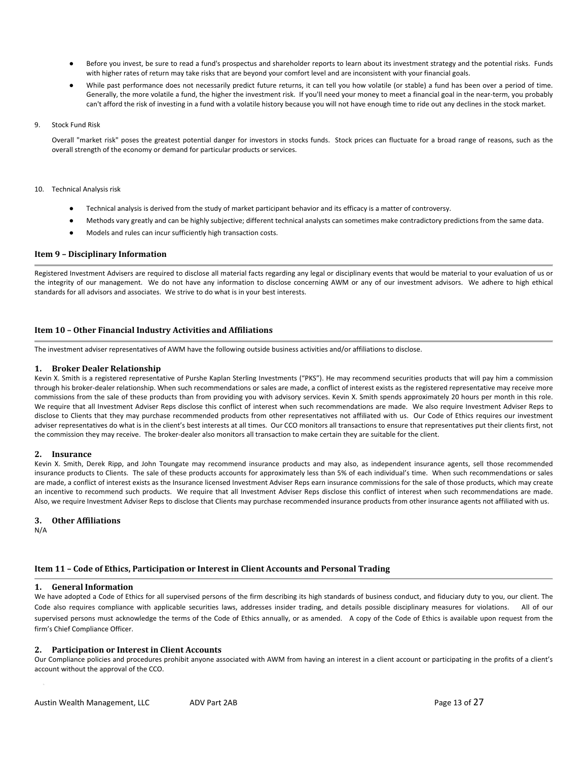- Before you invest, be sure to read a fund's prospectus and shareholder reports to learn about its investment strategy and the potential risks. Funds with higher rates of return may take risks that are beyond your comfort level and are inconsistent with your financial goals.
- While past performance does not necessarily predict future returns, it can tell you how volatile (or stable) a fund has been over a period of time. Generally, the more volatile a fund, the higher the investment risk. If you'll need your money to meet a financial goal in the near-term, you probably can't afford the risk of investing in a fund with a volatile history because you will not have enough time to ride out any declines in the stock market.

9. Stock Fund Risk

   Overall "market risk" poses the greatest potential danger for investors in stocks funds. Stock prices can fluctuate for a broad range of reasons, such as the overall strength of the economy or demand for particular products or services.

10. Technical Analysis risk

- Technical analysis is derived from the study of market participant behavior and its efficacy is a matter of controversy.
- Methods vary greatly and can be highly subjective; different technical analysts can sometimes make contradictory predictions from the same data.
- Models and rules can incur sufficiently high transaction costs.

## Item 9 – Disciplinary Information

Registered Investment Advisers are required to disclose all material facts regarding any legal or disciplinary events that would be material to your evaluation of us or the integrity of our management. We do not have any information to disclose concerning AWM or any of our investment advisors. We adhere to high ethical standards for all advisors and associates. We strive to do what is in your best interests.

## Item 10 – Other Financial Industry Activities and Affiliations

The investment adviser representatives of AWM have the following outside business activities and/or affiliations to disclose.

### 1. Broker Dealer Relationship

Kevin X. Smith is a registered representative of Purshe Kaplan Sterling Investments ("PKS"). He may recommend securities products that will pay him a commission through his broker-dealer relationship. When such recommendations or sales are made, a conflict of interest exists as the registered representative may receive more commissions from the sale of these products than from providing you with advisory services. Kevin X. Smith spends approximately 20 hours per month in this role. We require that all Investment Adviser Reps disclose this conflict of interest when such recommendations are made. We also require Investment Adviser Reps to disclose to Clients that they may purchase recommended products from other representatives not affiliated with us. Our Code of Ethics requires our investment adviser representatives do what is in the client's best interests at all times. Our CCO monitors all transactions to ensure that representatives put their clients first, not the commission they may receive. The broker-dealer also monitors all transaction to make certain they are suitable for the client.

### 2. Insurance

Kevin X. Smith, Derek Ripp, and John Toungate may recommend insurance products and may also, as independent insurance agents, sell those recommended insurance products to Clients. The sale of these products accounts for approximately less than 5% of each individual's time. When such recommendations or sales are made, a conflict of interest exists as the Insurance licensed Investment Adviser Reps earn insurance commissions for the sale of those products, which may create an incentive to recommend such products. We require that all Investment Adviser Reps disclose this conflict of interest when such recommendations are made. Also, we require Investment Adviser Reps to disclose that Clients may purchase recommended insurance products from other insurance agents not affiliated with us.

### 3. Other Affiliations

N/A

## Item 11 – Code of Ethics, Participation or Interest in Client Accounts and Personal Trading

### 1. General Information

We have adopted a Code of Ethics for all supervised persons of the firm describing its high standards of business conduct, and fiduciary duty to you, our client. The Code also requires compliance with applicable securities laws, addresses insider trading, and details possible disciplinary measures for violations. All of our supervised persons must acknowledge the terms of the Code of Ethics annually, or as amended. A copy of the Code of Ethics is available upon request from the firm's Chief Compliance Officer.

### 2. Participation or Interest in Client Accounts

Our Compliance policies and procedures prohibit anyone associated with AWM from having an interest in a client account or participating in the profits of a client's account without the approval of the CCO.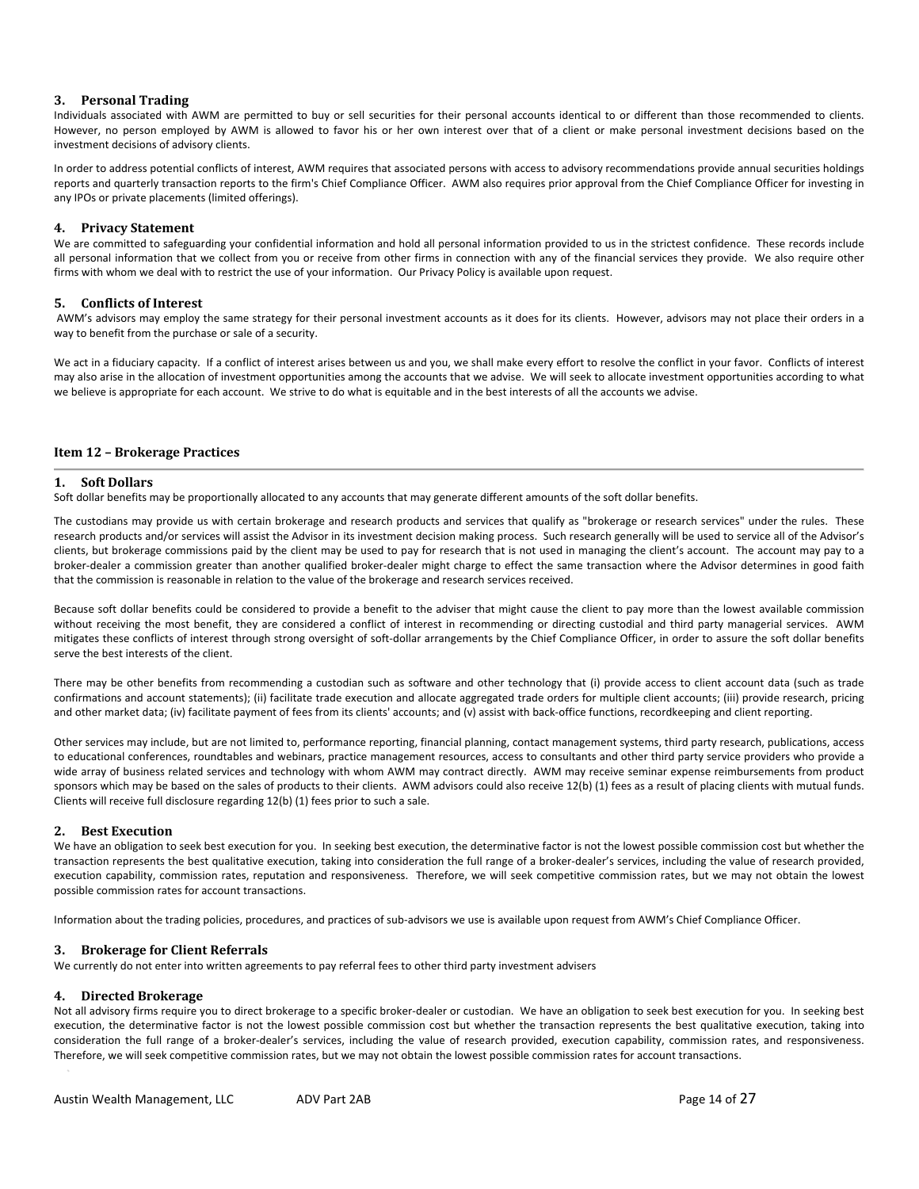### 3. Personal Trading

Individuals associated with AWM are permitted to buy or sell securities for their personal accounts identical to or different than those recommended to clients. However, no person employed by AWM is allowed to favor his or her own interest over that of a client or make personal investment decisions based on the investment decisions of advisory clients.

In order to address potential conflicts of interest, AWM requires that associated persons with access to advisory recommendations provide annual securities holdings reports and quarterly transaction reports to the firm's Chief Compliance Officer. AWM also requires prior approval from the Chief Compliance Officer for investing in any IPOs or private placements (limited offerings).

### 4. Privacy Statement

We are committed to safeguarding your confidential information and hold all personal information provided to us in the strictest confidence. These records include all personal information that we collect from you or receive from other firms in connection with any of the financial services they provide. We also require other firms with whom we deal with to restrict the use of your information. Our Privacy Policy is available upon request.

### 5. Conflicts of Interest

AWM's advisors may employ the same strategy for their personal investment accounts as it does for its clients. However, advisors may not place their orders in a way to benefit from the purchase or sale of a security.

We act in a fiduciary capacity. If a conflict of interest arises between us and you, we shall make every effort to resolve the conflict in your favor. Conflicts of interest may also arise in the allocation of investment opportunities among the accounts that we advise. We will seek to allocate investment opportunities according to what we believe is appropriate for each account. We strive to do what is equitable and in the best interests of all the accounts we advise.

## Item 12 – Brokerage Practices

### 1. Soft Dollars

Soft dollar benefits may be proportionally allocated to any accounts that may generate different amounts of the soft dollar benefits.

The custodians may provide us with certain brokerage and research products and services that qualify as "brokerage or research services" under the rules. These research products and/or services will assist the Advisor in its investment decision making process. Such research generally will be used to service all of the Advisor's clients, but brokerage commissions paid by the client may be used to pay for research that is not used in managing the client's account. The account may pay to a broker-dealer a commission greater than another qualified broker-dealer might charge to effect the same transaction where the Advisor determines in good faith that the commission is reasonable in relation to the value of the brokerage and research services received.

Because soft dollar benefits could be considered to provide a benefit to the adviser that might cause the client to pay more than the lowest available commission without receiving the most benefit, they are considered a conflict of interest in recommending or directing custodial and third party managerial services. AWM mitigates these conflicts of interest through strong oversight of soft-dollar arrangements by the Chief Compliance Officer, in order to assure the soft dollar benefits serve the best interests of the client.

There may be other benefits from recommending a custodian such as software and other technology that (i) provide access to client account data (such as trade confirmations and account statements); (ii) facilitate trade execution and allocate aggregated trade orders for multiple client accounts; (iii) provide research, pricing and other market data; (iv) facilitate payment of fees from its clients' accounts; and (v) assist with back-office functions, recordkeeping and client reporting.

Other services may include, but are not limited to, performance reporting, financial planning, contact management systems, third party research, publications, access to educational conferences, roundtables and webinars, practice management resources, access to consultants and other third party service providers who provide a wide array of business related services and technology with whom AWM may contract directly. AWM may receive seminar expense reimbursements from product sponsors which may be based on the sales of products to their clients. AWM advisors could also receive 12(b) (1) fees as a result of placing clients with mutual funds. Clients will receive full disclosure regarding 12(b) (1) fees prior to such a sale.

### 2. Best Execution

We have an obligation to seek best execution for you. In seeking best execution, the determinative factor is not the lowest possible commission cost but whether the transaction represents the best qualitative execution, taking into consideration the full range of a broker-dealer's services, including the value of research provided, execution capability, commission rates, reputation and responsiveness. Therefore, we will seek competitive commission rates, but we may not obtain the lowest possible commission rates for account transactions.

Information about the trading policies, procedures, and practices of sub-advisors we use is available upon request from AWM's Chief Compliance Officer.

### 3. Brokerage for Client Referrals

We currently do not enter into written agreements to pay referral fees to other third party investment advisers

### 4. Directed Brokerage

Not all advisory firms require you to direct brokerage to a specific broker-dealer or custodian. We have an obligation to seek best execution for you. In seeking best execution, the determinative factor is not the lowest possible commission cost but whether the transaction represents the best qualitative execution, taking into consideration the full range of a broker-dealer's services, including the value of research provided, execution capability, commission rates, and responsiveness. Therefore, we will seek competitive commission rates, but we may not obtain the lowest possible commission rates for account transactions.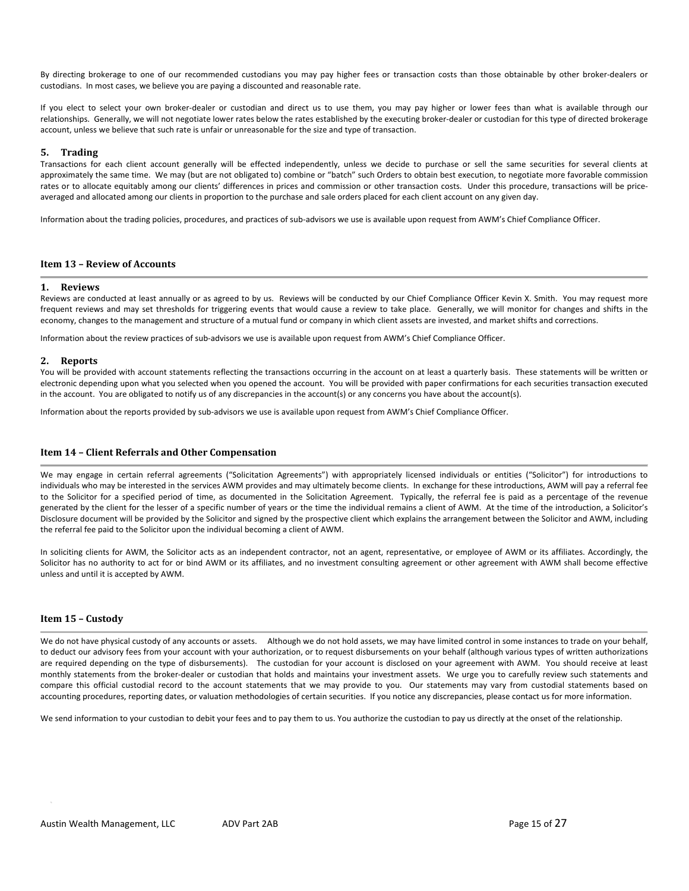By directing brokerage to one of our recommended custodians you may pay higher fees or transaction costs than those obtainable by other broker-dealers or custodians. In most cases, we believe you are paying a discounted and reasonable rate.

If you elect to select your own broker-dealer or custodian and direct us to use them, you may pay higher or lower fees than what is available through our relationships. Generally, we will not negotiate lower rates below the rates established by the executing broker-dealer or custodian for this type of directed brokerage account, unless we believe that such rate is unfair or unreasonable for the size and type of transaction.

### 5. Trading

Transactions for each client account generally will be effected independently, unless we decide to purchase or sell the same securities for several clients at approximately the same time. We may (but are not obligated to) combine or "batch" such Orders to obtain best execution, to negotiate more favorable commission rates or to allocate equitably among our clients' differences in prices and commission or other transaction costs. Under this procedure, transactions will be price-averaged and allocated among our clients in proportion to the purchase and sale orders placed for each client account on any given day.

Information about the trading policies, procedures, and practices of sub-advisors we use is available upon request from AWM's Chief Compliance Officer.

## Item 13 – Review of Accounts

### 1. Reviews

Reviews are conducted at least annually or as agreed to by us. Reviews will be conducted by our Chief Compliance Officer Kevin X. Smith. You may request more frequent reviews and may set thresholds for triggering events that would cause a review to take place. Generally, we will monitor for changes and shifts in the economy, changes to the management and structure of a mutual fund or company in which client assets are invested, and market shifts and corrections.

Information about the review practices of sub-advisors we use is available upon request from AWM's Chief Compliance Officer.

### 2. Reports

You will be provided with account statements reflecting the transactions occurring in the account on at least a quarterly basis. These statements will be written or electronic depending upon what you selected when you opened the account. You will be provided with paper confirmations for each securities transaction executed in the account. You are obligated to notify us of any discrepancies in the account(s) or any concerns you have about the account(s).

Information about the reports provided by sub-advisors we use is available upon request from AWM's Chief Compliance Officer.

## Item 14 – Client Referrals and Other Compensation

We may engage in certain referral agreements ("Solicitation Agreements") with appropriately licensed individuals or entities ("Solicitor") for introductions to individuals who may be interested in the services AWM provides and may ultimately become clients. In exchange for these introductions, AWM will pay a referral fee to the Solicitor for a specified period of time, as documented in the Solicitation Agreement. Typically, the referral fee is paid as a percentage of the revenue generated by the client for the lesser of a specific number of years or the time the individual remains a client of AWM. At the time of the introduction, a Solicitor's Disclosure document will be provided by the Solicitor and signed by the prospective client which explains the arrangement between the Solicitor and AWM, including the referral fee paid to the Solicitor upon the individual becoming a client of AWM.

In soliciting clients for AWM, the Solicitor acts as an independent contractor, not an agent, representative, or employee of AWM or its affiliates. Accordingly, the Solicitor has no authority to act for or bind AWM or its affiliates, and no investment consulting agreement or other agreement with AWM shall become effective unless and until it is accepted by AWM.

## Item 15 – Custody

We do not have physical custody of any accounts or assets. Although we do not hold assets, we may have limited control in some instances to trade on your behalf, to deduct our advisory fees from your account with your authorization, or to request disbursements on your behalf (although various types of written authorizations are required depending on the type of disbursements). The custodian for your account is disclosed on your agreement with AWM. You should receive at least monthly statements from the broker-dealer or custodian that holds and maintains your investment assets. We urge you to carefully review such statements and compare this official custodial record to the account statements that we may provide to you. Our statements may vary from custodial statements based on accounting procedures, reporting dates, or valuation methodologies of certain securities. If you notice any discrepancies, please contact us for more information.

We send information to your custodian to debit your fees and to pay them to us. You authorize the custodian to pay us directly at the onset of the relationship.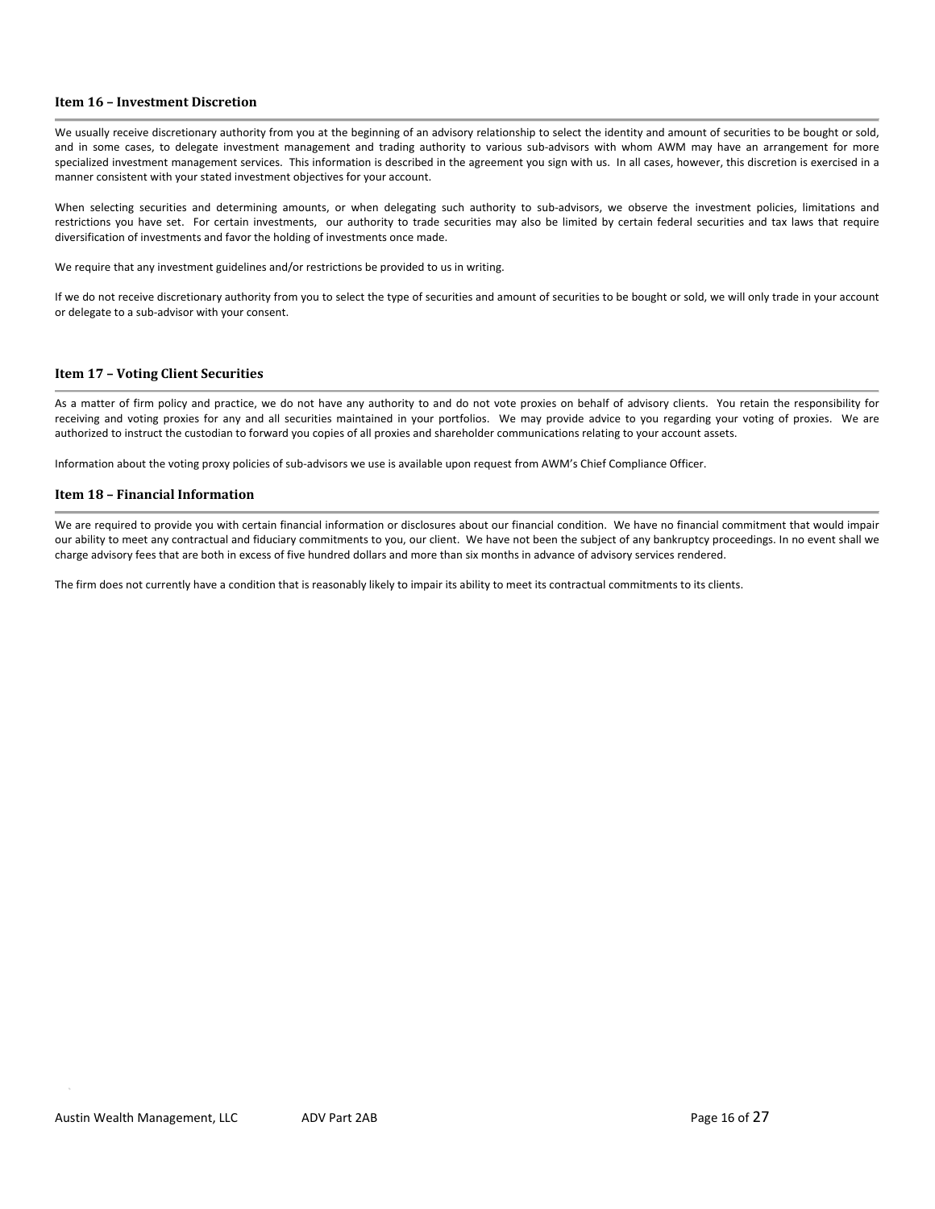## Item 16 – Investment Discretion

We usually receive discretionary authority from you at the beginning of an advisory relationship to select the identity and amount of securities to be bought or sold, and in some cases, to delegate investment management and trading authority to various sub-advisors with whom AWM may have an arrangement for more specialized investment management services. This information is described in the agreement you sign with us. In all cases, however, this discretion is exercised in a manner consistent with your stated investment objectives for your account.

When selecting securities and determining amounts, or when delegating such authority to sub-advisors, we observe the investment policies, limitations and restrictions you have set. For certain investments, our authority to trade securities may also be limited by certain federal securities and tax laws that require diversification of investments and favor the holding of investments once made.

We require that any investment guidelines and/or restrictions be provided to us in writing.

If we do not receive discretionary authority from you to select the type of securities and amount of securities to be bought or sold, we will only trade in your account or delegate to a sub-advisor with your consent.

## Item 17 – Voting Client Securities

As a matter of firm policy and practice, we do not have any authority to and do not vote proxies on behalf of advisory clients. You retain the responsibility for receiving and voting proxies for any and all securities maintained in your portfolios. We may provide advice to you regarding your voting of proxies. We are authorized to instruct the custodian to forward you copies of all proxies and shareholder communications relating to your account assets.

Information about the voting proxy policies of sub-advisors we use is available upon request from AWM's Chief Compliance Officer.

## Item 18 – Financial Information

We are required to provide you with certain financial information or disclosures about our financial condition. We have no financial commitment that would impair our ability to meet any contractual and fiduciary commitments to you, our client. We have not been the subject of any bankruptcy proceedings. In no event shall we charge advisory fees that are both in excess of five hundred dollars and more than six months in advance of advisory services rendered.

The firm does not currently have a condition that is reasonably likely to impair its ability to meet its contractual commitments to its clients.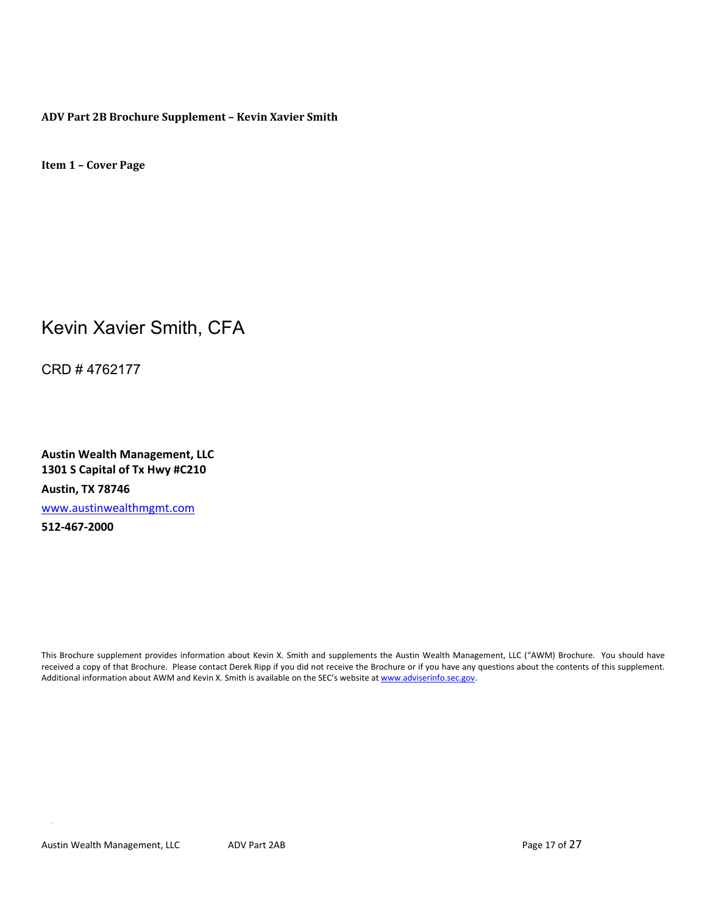**ADV Part 2B Brochure Supplement – Kevin Xavier Smith**

**Item 1 – Cover Page**

# Kevin Xavier Smith, CFA

CRD # 4762177

**Austin Wealth Management, LLC**
**1301 S Capital of Tx Hwy #C210**

**Austin, TX 78746**

www.austinwealthmgmt.com

**512-467-2000**

This Brochure supplement provides information about Kevin X. Smith and supplements the Austin Wealth Management, LLC ("AWM) Brochure. You should have received a copy of that Brochure. Please contact Derek Ripp if you did not receive the Brochure or if you have any questions about the contents of this supplement. Additional information about AWM and Kevin X. Smith is available on the SEC's website at www.adviserinfo.sec.gov.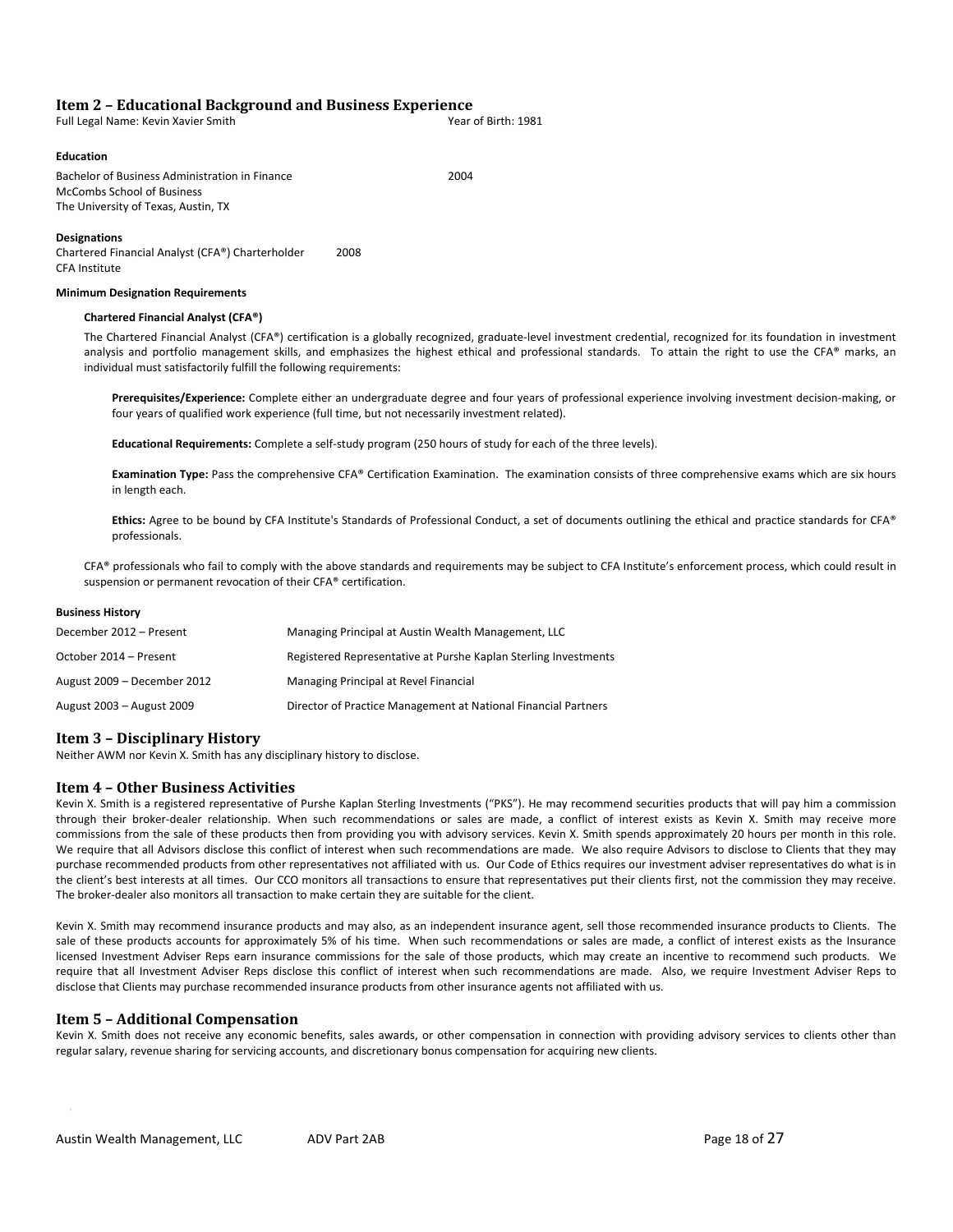## Item 2 – Educational Background and Business Experience

Full Legal Name: Kevin Xavier Smith　　　　Year of Birth: 1981

**Education**

Bachelor of Business Administration in Finance　　　　2004
McCombs School of Business
The University of Texas, Austin, TX

**Designations**

Chartered Financial Analyst (CFA®) Charterholder　　　　2008
CFA Institute

**Minimum Designation Requirements**

**Chartered Financial Analyst (CFA®)**

The Chartered Financial Analyst (CFA®) certification is a globally recognized, graduate-level investment credential, recognized for its foundation in investment analysis and portfolio management skills, and emphasizes the highest ethical and professional standards. To attain the right to use the CFA® marks, an individual must satisfactorily fulfill the following requirements:

**Prerequisites/Experience:** Complete either an undergraduate degree and four years of professional experience involving investment decision-making, or four years of qualified work experience (full time, but not necessarily investment related).

**Educational Requirements:** Complete a self-study program (250 hours of study for each of the three levels).

**Examination Type:** Pass the comprehensive CFA® Certification Examination. The examination consists of three comprehensive exams which are six hours in length each.

**Ethics:** Agree to be bound by CFA Institute's Standards of Professional Conduct, a set of documents outlining the ethical and practice standards for CFA® professionals.

CFA® professionals who fail to comply with the above standards and requirements may be subject to CFA Institute's enforcement process, which could result in suspension or permanent revocation of their CFA® certification.

**Business History**

| | |
|---|---|
| December 2012 – Present | Managing Principal at Austin Wealth Management, LLC |
| October 2014 – Present | Registered Representative at Purshe Kaplan Sterling Investments |
| August 2009 – December 2012 | Managing Principal at Revel Financial |
| August 2003 – August 2009 | Director of Practice Management at National Financial Partners |

## Item 3 – Disciplinary History

Neither AWM nor Kevin X. Smith has any disciplinary history to disclose.

## Item 4 – Other Business Activities

Kevin X. Smith is a registered representative of Purshe Kaplan Sterling Investments ("PKS"). He may recommend securities products that will pay him a commission through their broker-dealer relationship. When such recommendations or sales are made, a conflict of interest exists as Kevin X. Smith may receive more commissions from the sale of these products then from providing you with advisory services. Kevin X. Smith spends approximately 20 hours per month in this role. We require that all Advisors disclose this conflict of interest when such recommendations are made. We also require Advisors to disclose to Clients that they may purchase recommended products from other representatives not affiliated with us. Our Code of Ethics requires our investment adviser representatives do what is in the client's best interests at all times. Our CCO monitors all transactions to ensure that representatives put their clients first, not the commission they may receive. The broker-dealer also monitors all transaction to make certain they are suitable for the client.

Kevin X. Smith may recommend insurance products and may also, as an independent insurance agent, sell those recommended insurance products to Clients. The sale of these products accounts for approximately 5% of his time. When such recommendations or sales are made, a conflict of interest exists as the Insurance licensed Investment Adviser Reps earn insurance commissions for the sale of those products, which may create an incentive to recommend such products. We require that all Investment Adviser Reps disclose this conflict of interest when such recommendations are made. Also, we require Investment Adviser Reps to disclose that Clients may purchase recommended insurance products from other insurance agents not affiliated with us.

## Item 5 – Additional Compensation

Kevin X. Smith does not receive any economic benefits, sales awards, or other compensation in connection with providing advisory services to clients other than regular salary, revenue sharing for servicing accounts, and discretionary bonus compensation for acquiring new clients.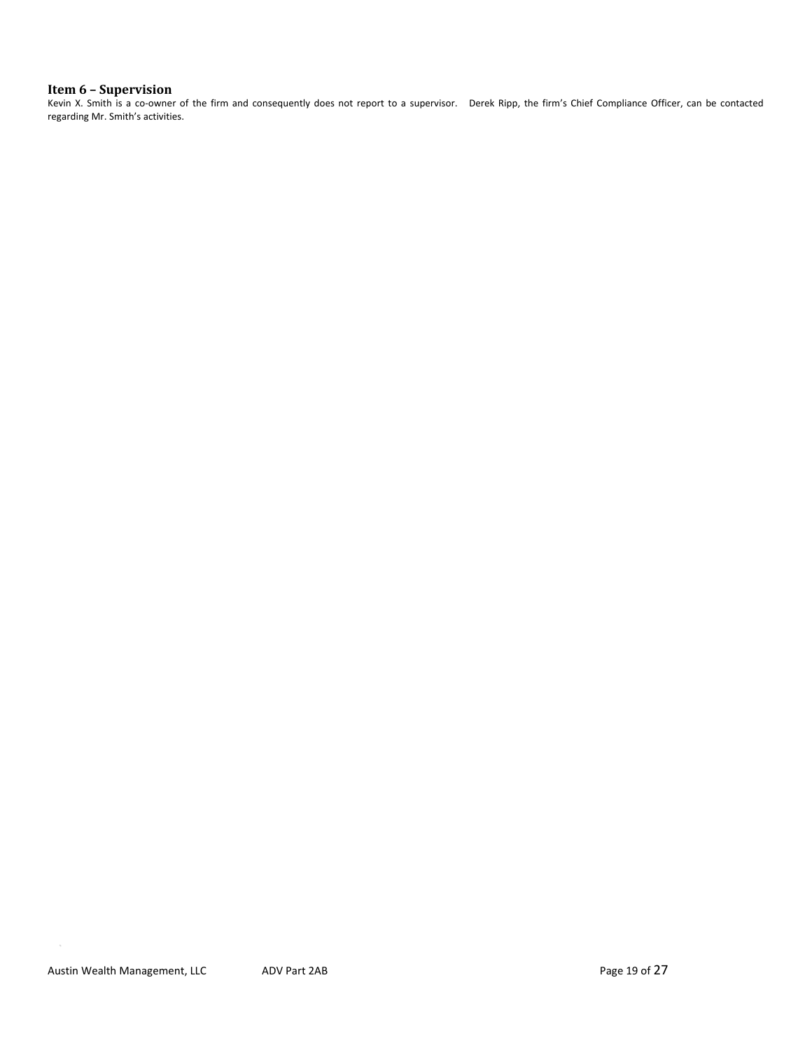### Item 6 – Supervision

Kevin X. Smith is a co-owner of the firm and consequently does not report to a supervisor. Derek Ripp, the firm's Chief Compliance Officer, can be contacted regarding Mr. Smith's activities.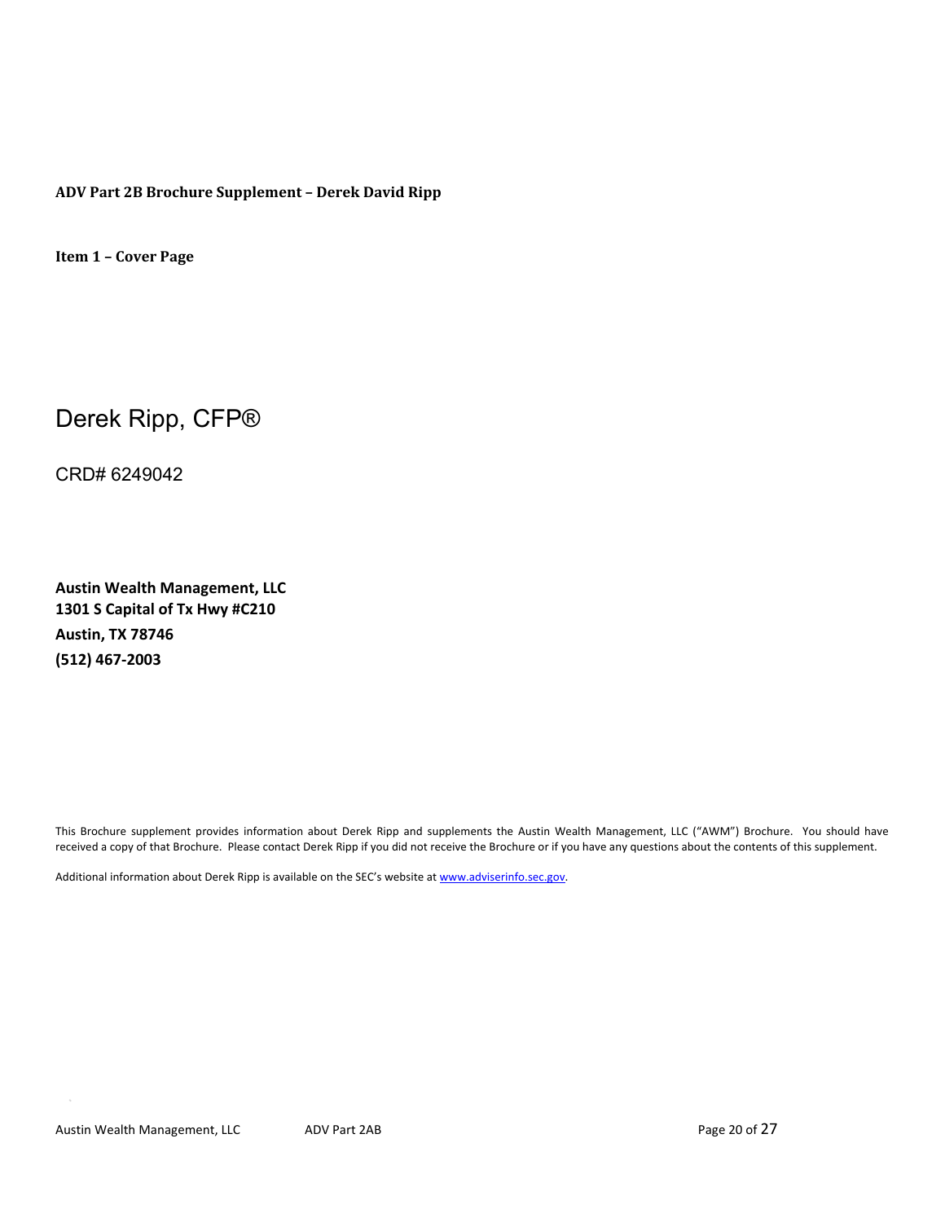**ADV Part 2B Brochure Supplement – Derek David Ripp**

**Item 1 – Cover Page**

# Derek Ripp, CFP®

CRD# 6249042

**Austin Wealth Management, LLC**
**1301 S Capital of Tx Hwy #C210**
**Austin, TX 78746**
**(512) 467-2003**

This Brochure supplement provides information about Derek Ripp and supplements the Austin Wealth Management, LLC ("AWM") Brochure. You should have received a copy of that Brochure. Please contact Derek Ripp if you did not receive the Brochure or if you have any questions about the contents of this supplement.

Additional information about Derek Ripp is available on the SEC's website at www.adviserinfo.sec.gov.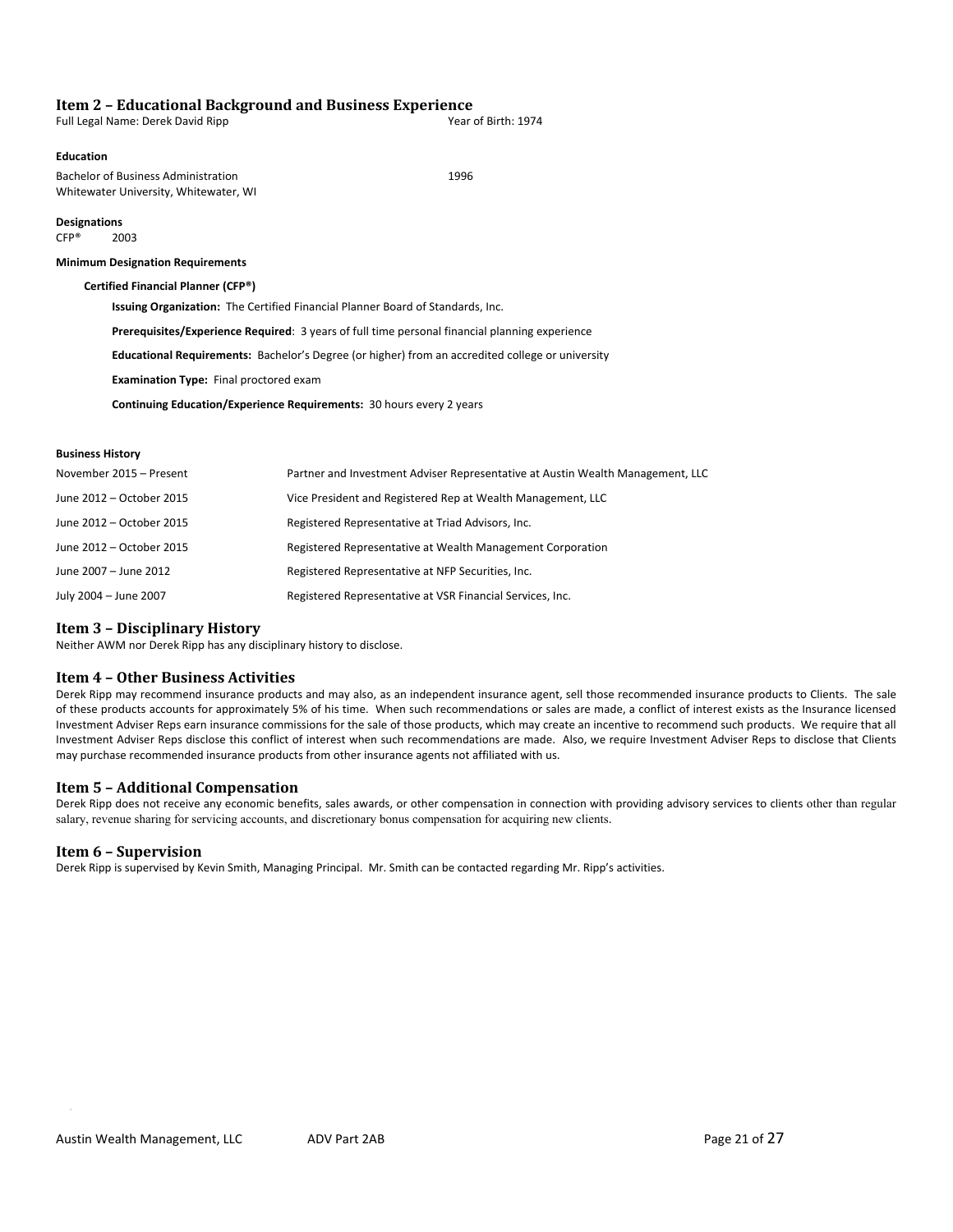## Item 2 – Educational Background and Business Experience

Full Legal Name: Derek David Ripp Year of Birth: 1974

**Education**

Bachelor of Business Administration 1996
Whitewater University, Whitewater, WI

**Designations**

CFP® 2003

**Minimum Designation Requirements**

**Certified Financial Planner (CFP®)**

**Issuing Organization:** The Certified Financial Planner Board of Standards, Inc.

**Prerequisites/Experience Required**: 3 years of full time personal financial planning experience

**Educational Requirements:** Bachelor's Degree (or higher) from an accredited college or university

**Examination Type:** Final proctored exam

**Continuing Education/Experience Requirements:** 30 hours every 2 years

**Business History**

| | |
|---|---|
| November 2015 – Present | Partner and Investment Adviser Representative at Austin Wealth Management, LLC |
| June 2012 – October 2015 | Vice President and Registered Rep at Wealth Management, LLC |
| June 2012 – October 2015 | Registered Representative at Triad Advisors, Inc. |
| June 2012 – October 2015 | Registered Representative at Wealth Management Corporation |
| June 2007 – June 2012 | Registered Representative at NFP Securities, Inc. |
| July 2004 – June 2007 | Registered Representative at VSR Financial Services, Inc. |

## Item 3 – Disciplinary History

Neither AWM nor Derek Ripp has any disciplinary history to disclose.

## Item 4 – Other Business Activities

Derek Ripp may recommend insurance products and may also, as an independent insurance agent, sell those recommended insurance products to Clients. The sale of these products accounts for approximately 5% of his time. When such recommendations or sales are made, a conflict of interest exists as the Insurance licensed Investment Adviser Reps earn insurance commissions for the sale of those products, which may create an incentive to recommend such products. We require that all Investment Adviser Reps disclose this conflict of interest when such recommendations are made. Also, we require Investment Adviser Reps to disclose that Clients may purchase recommended insurance products from other insurance agents not affiliated with us.

## Item 5 – Additional Compensation

Derek Ripp does not receive any economic benefits, sales awards, or other compensation in connection with providing advisory services to clients other than regular salary, revenue sharing for servicing accounts, and discretionary bonus compensation for acquiring new clients.

## Item 6 – Supervision

Derek Ripp is supervised by Kevin Smith, Managing Principal. Mr. Smith can be contacted regarding Mr. Ripp's activities.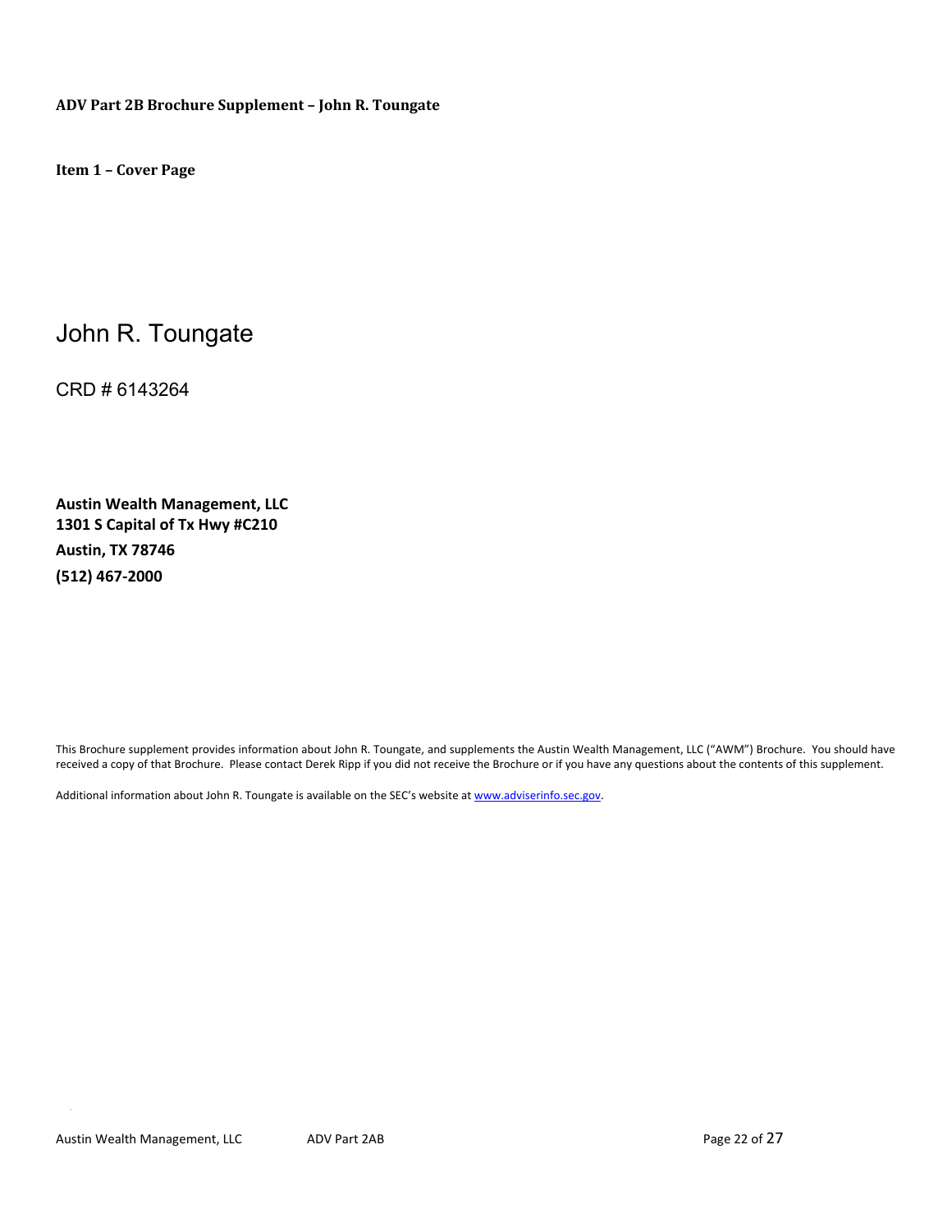**ADV Part 2B Brochure Supplement – John R. Toungate**

**Item 1 – Cover Page**

# John R. Toungate

CRD # 6143264

**Austin Wealth Management, LLC**
**1301 S Capital of Tx Hwy #C210**
**Austin, TX 78746**
**(512) 467-2000**

This Brochure supplement provides information about John R. Toungate, and supplements the Austin Wealth Management, LLC ("AWM") Brochure. You should have received a copy of that Brochure. Please contact Derek Ripp if you did not receive the Brochure or if you have any questions about the contents of this supplement.

Additional information about John R. Toungate is available on the SEC's website at www.adviserinfo.sec.gov.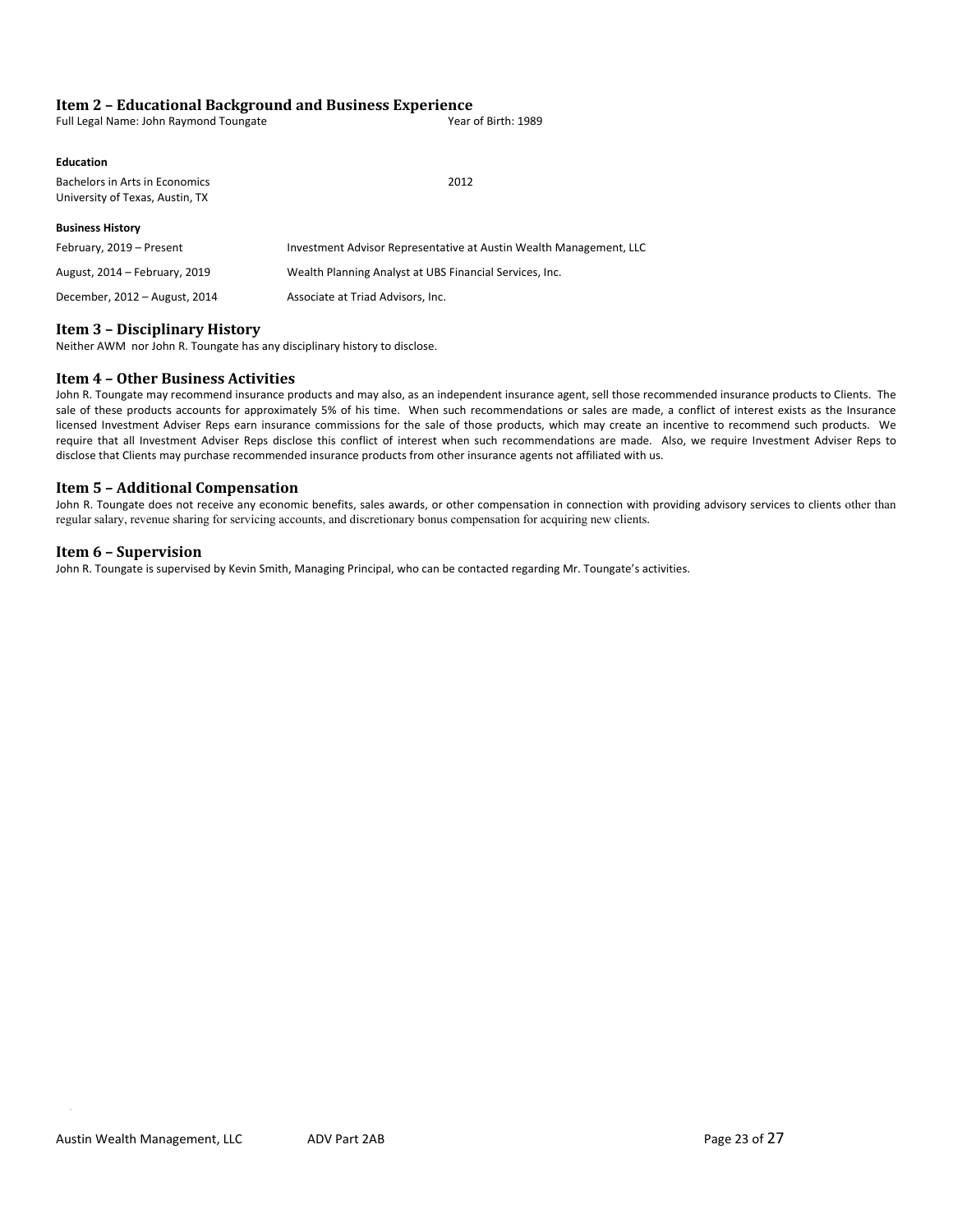## Item 2 – Educational Background and Business Experience

Full Legal Name: John Raymond Toungate Year of Birth: 1989

**Education**

| | |
|---|---|
| Bachelors in Arts in Economics<br>University of Texas, Austin, TX | 2012 |

**Business History**

| | |
|---|---|
| February, 2019 – Present | Investment Advisor Representative at Austin Wealth Management, LLC |
| August, 2014 – February, 2019 | Wealth Planning Analyst at UBS Financial Services, Inc. |
| December, 2012 – August, 2014 | Associate at Triad Advisors, Inc. |

## Item 3 – Disciplinary History

Neither AWM nor John R. Toungate has any disciplinary history to disclose.

## Item 4 – Other Business Activities

John R. Toungate may recommend insurance products and may also, as an independent insurance agent, sell those recommended insurance products to Clients. The sale of these products accounts for approximately 5% of his time. When such recommendations or sales are made, a conflict of interest exists as the Insurance licensed Investment Adviser Reps earn insurance commissions for the sale of those products, which may create an incentive to recommend such products. We require that all Investment Adviser Reps disclose this conflict of interest when such recommendations are made. Also, we require Investment Adviser Reps to disclose that Clients may purchase recommended insurance products from other insurance agents not affiliated with us.

## Item 5 – Additional Compensation

John R. Toungate does not receive any economic benefits, sales awards, or other compensation in connection with providing advisory services to clients other than regular salary, revenue sharing for servicing accounts, and discretionary bonus compensation for acquiring new clients.

## Item 6 – Supervision

John R. Toungate is supervised by Kevin Smith, Managing Principal, who can be contacted regarding Mr. Toungate's activities.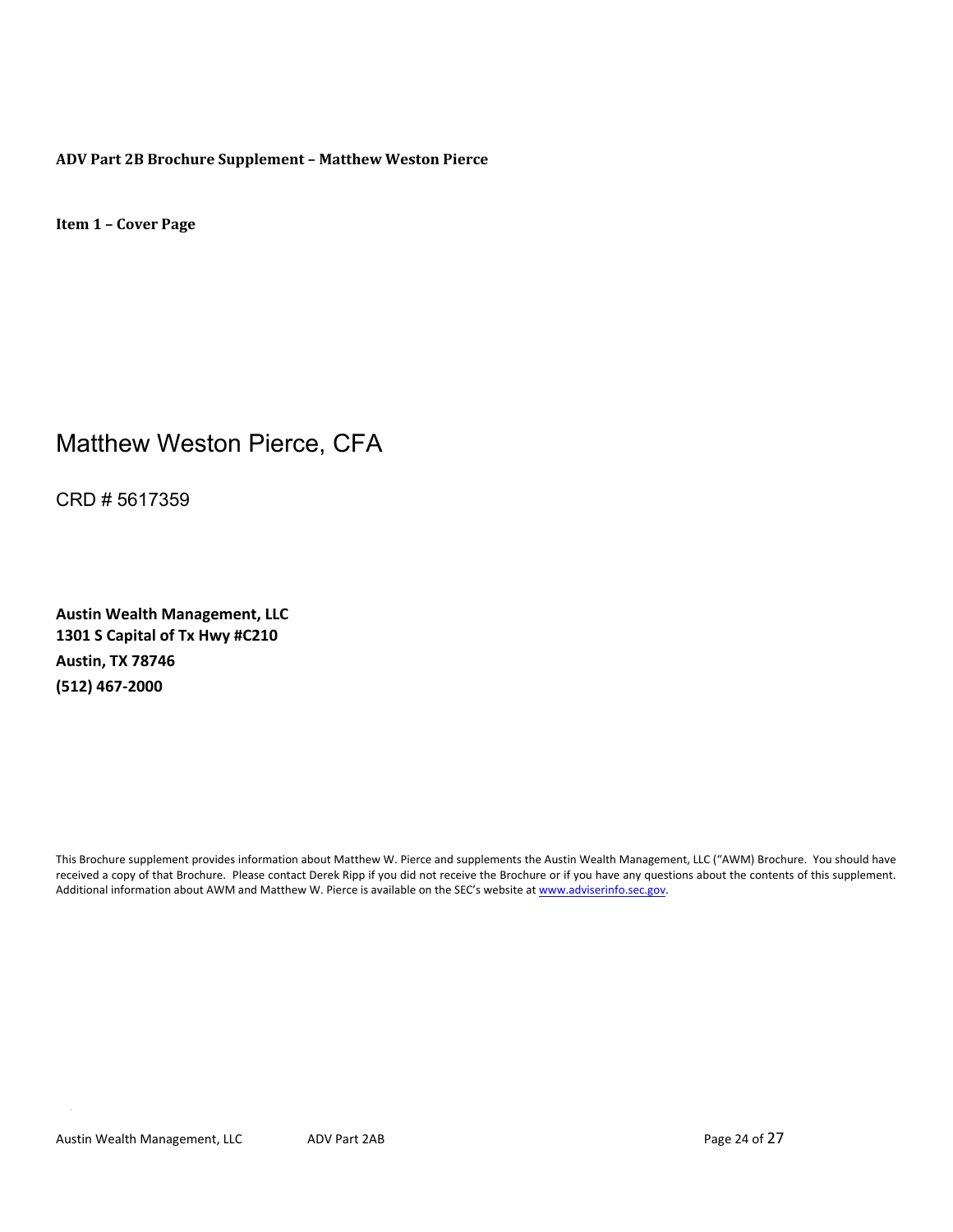**ADV Part 2B Brochure Supplement – Matthew Weston Pierce**

**Item 1 – Cover Page**

# Matthew Weston Pierce, CFA

CRD # 5617359

**Austin Wealth Management, LLC**
**1301 S Capital of Tx Hwy #C210**
**Austin, TX 78746**
**(512) 467-2000**

This Brochure supplement provides information about Matthew W. Pierce and supplements the Austin Wealth Management, LLC ("AWM) Brochure. You should have received a copy of that Brochure. Please contact Derek Ripp if you did not receive the Brochure or if you have any questions about the contents of this supplement. Additional information about AWM and Matthew W. Pierce is available on the SEC's website at www.adviserinfo.sec.gov.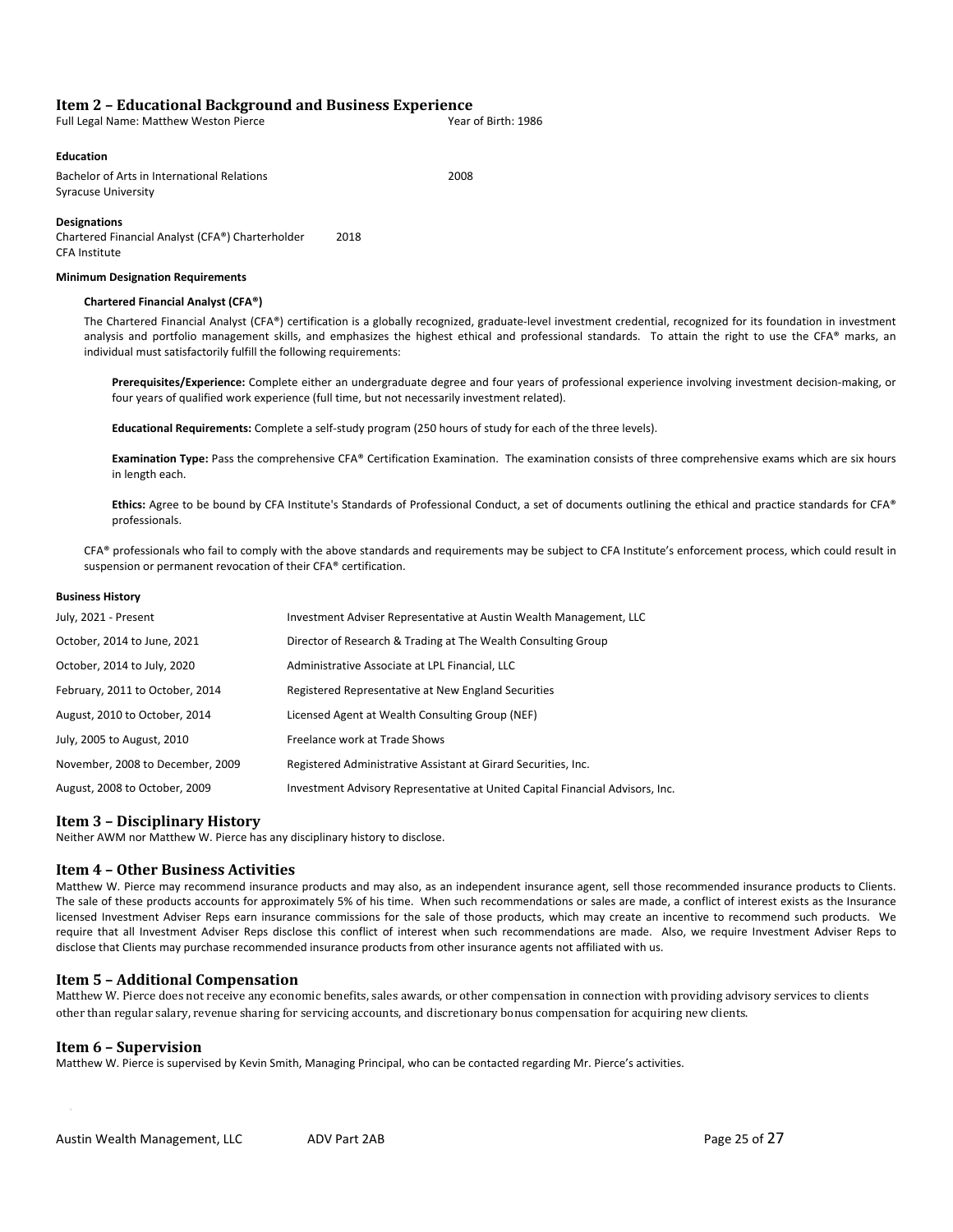## Item 2 – Educational Background and Business Experience

Full Legal Name: Matthew Weston Pierce | Year of Birth: 1986

**Education**

Bachelor of Arts in International Relations — 2008
Syracuse University

**Designations**

Chartered Financial Analyst (CFA®) Charterholder — 2018
CFA Institute

**Minimum Designation Requirements**

**Chartered Financial Analyst (CFA®)**

The Chartered Financial Analyst (CFA®) certification is a globally recognized, graduate-level investment credential, recognized for its foundation in investment analysis and portfolio management skills, and emphasizes the highest ethical and professional standards. To attain the right to use the CFA® marks, an individual must satisfactorily fulfill the following requirements:

**Prerequisites/Experience:** Complete either an undergraduate degree and four years of professional experience involving investment decision-making, or four years of qualified work experience (full time, but not necessarily investment related).

**Educational Requirements:** Complete a self-study program (250 hours of study for each of the three levels).

**Examination Type:** Pass the comprehensive CFA® Certification Examination. The examination consists of three comprehensive exams which are six hours in length each.

**Ethics:** Agree to be bound by CFA Institute's Standards of Professional Conduct, a set of documents outlining the ethical and practice standards for CFA® professionals.

CFA® professionals who fail to comply with the above standards and requirements may be subject to CFA Institute's enforcement process, which could result in suspension or permanent revocation of their CFA® certification.

**Business History**

| | |
|---|---|
| July, 2021 - Present | Investment Adviser Representative at Austin Wealth Management, LLC |
| October, 2014 to June, 2021 | Director of Research & Trading at The Wealth Consulting Group |
| October, 2014 to July, 2020 | Administrative Associate at LPL Financial, LLC |
| February, 2011 to October, 2014 | Registered Representative at New England Securities |
| August, 2010 to October, 2014 | Licensed Agent at Wealth Consulting Group (NEF) |
| July, 2005 to August, 2010 | Freelance work at Trade Shows |
| November, 2008 to December, 2009 | Registered Administrative Assistant at Girard Securities, Inc. |
| August, 2008 to October, 2009 | Investment Advisory Representative at United Capital Financial Advisors, Inc. |

## Item 3 – Disciplinary History

Neither AWM nor Matthew W. Pierce has any disciplinary history to disclose.

## Item 4 – Other Business Activities

Matthew W. Pierce may recommend insurance products and may also, as an independent insurance agent, sell those recommended insurance products to Clients. The sale of these products accounts for approximately 5% of his time. When such recommendations or sales are made, a conflict of interest exists as the Insurance licensed Investment Adviser Reps earn insurance commissions for the sale of those products, which may create an incentive to recommend such products. We require that all Investment Adviser Reps disclose this conflict of interest when such recommendations are made. Also, we require Investment Adviser Reps to disclose that Clients may purchase recommended insurance products from other insurance agents not affiliated with us.

## Item 5 – Additional Compensation

Matthew W. Pierce does not receive any economic benefits, sales awards, or other compensation in connection with providing advisory services to clients other than regular salary, revenue sharing for servicing accounts, and discretionary bonus compensation for acquiring new clients.

## Item 6 – Supervision

Matthew W. Pierce is supervised by Kevin Smith, Managing Principal, who can be contacted regarding Mr. Pierce's activities.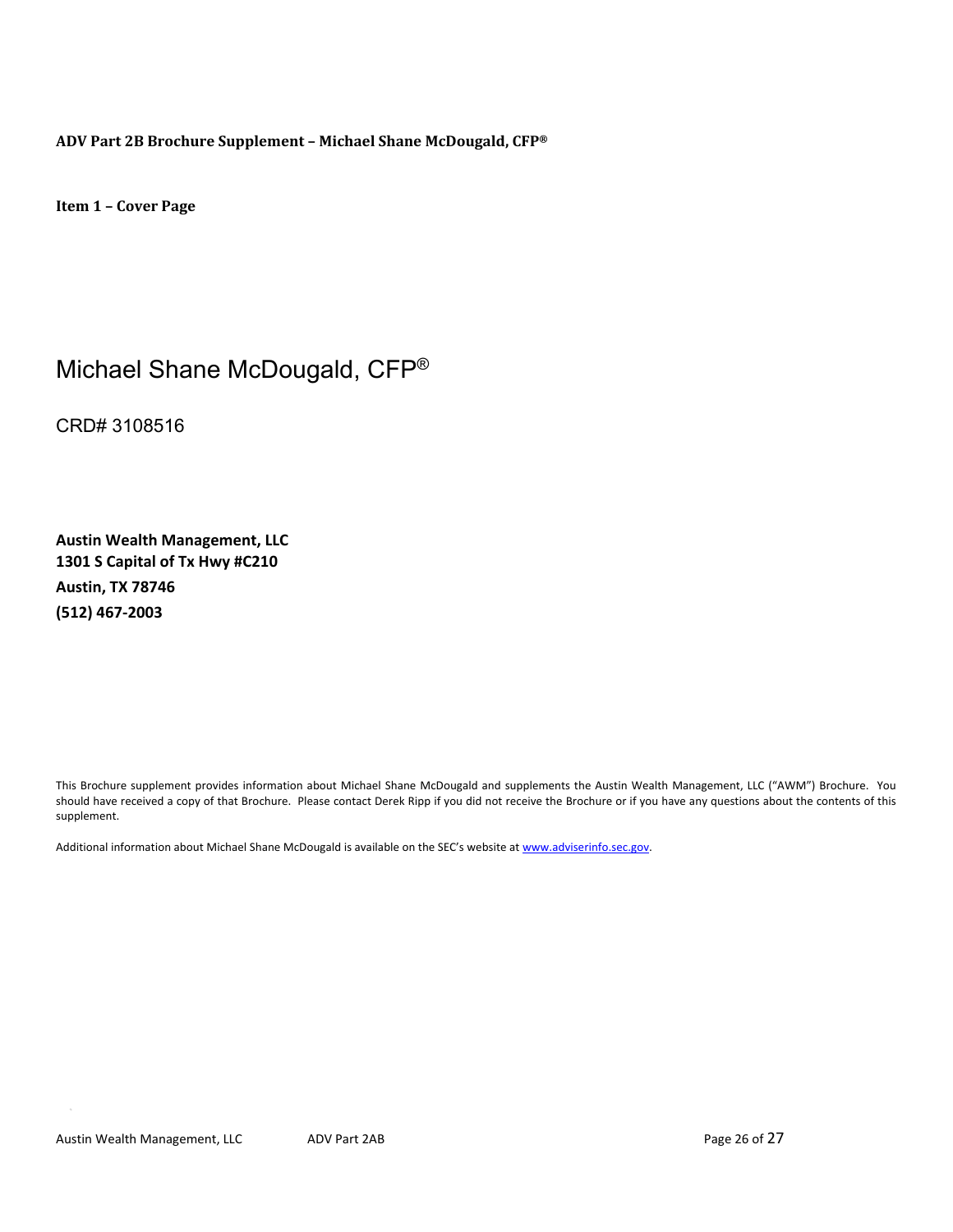**ADV Part 2B Brochure Supplement – Michael Shane McDougald, CFP®**

**Item 1 – Cover Page**

# Michael Shane McDougald, CFP®

CRD# 3108516

**Austin Wealth Management, LLC**
**1301 S Capital of Tx Hwy #C210**
**Austin, TX 78746**
**(512) 467-2003**

This Brochure supplement provides information about Michael Shane McDougald and supplements the Austin Wealth Management, LLC ("AWM") Brochure. You should have received a copy of that Brochure. Please contact Derek Ripp if you did not receive the Brochure or if you have any questions about the contents of this supplement.

Additional information about Michael Shane McDougald is available on the SEC's website at www.adviserinfo.sec.gov.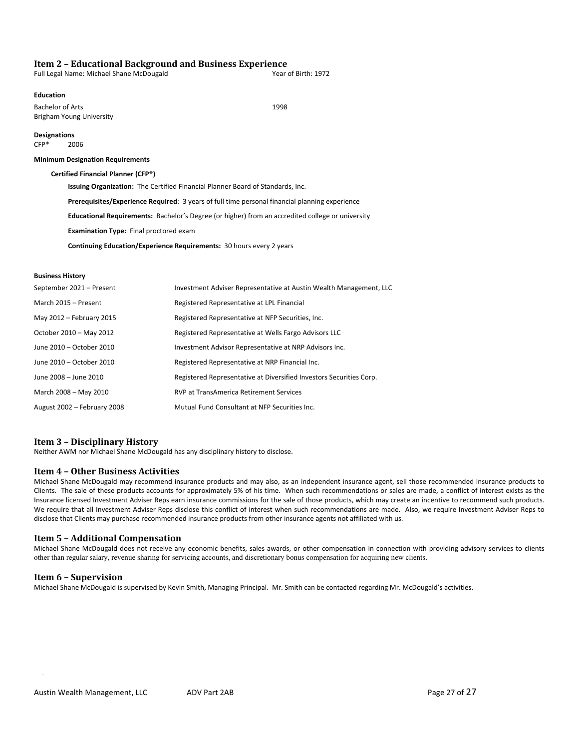## Item 2 – Educational Background and Business Experience

Full Legal Name: Michael Shane McDougald Year of Birth: 1972

**Education**

Bachelor of Arts 1998
Brigham Young University

**Designations**

CFP® 2006

**Minimum Designation Requirements**

**Certified Financial Planner (CFP®)**

**Issuing Organization:** The Certified Financial Planner Board of Standards, Inc.

**Prerequisites/Experience Required**: 3 years of full time personal financial planning experience

**Educational Requirements:** Bachelor's Degree (or higher) from an accredited college or university

**Examination Type:** Final proctored exam

**Continuing Education/Experience Requirements:** 30 hours every 2 years

**Business History**

| | |
|---|---|
| September 2021 – Present | Investment Adviser Representative at Austin Wealth Management, LLC |
| March 2015 – Present | Registered Representative at LPL Financial |
| May 2012 – February 2015 | Registered Representative at NFP Securities, Inc. |
| October 2010 – May 2012 | Registered Representative at Wells Fargo Advisors LLC |
| June 2010 – October 2010 | Investment Advisor Representative at NRP Advisors Inc. |
| June 2010 – October 2010 | Registered Representative at NRP Financial Inc. |
| June 2008 – June 2010 | Registered Representative at Diversified Investors Securities Corp. |
| March 2008 – May 2010 | RVP at TransAmerica Retirement Services |
| August 2002 – February 2008 | Mutual Fund Consultant at NFP Securities Inc. |

## Item 3 – Disciplinary History

Neither AWM nor Michael Shane McDougald has any disciplinary history to disclose.

## Item 4 – Other Business Activities

Michael Shane McDougald may recommend insurance products and may also, as an independent insurance agent, sell those recommended insurance products to Clients. The sale of these products accounts for approximately 5% of his time. When such recommendations or sales are made, a conflict of interest exists as the Insurance licensed Investment Adviser Reps earn insurance commissions for the sale of those products, which may create an incentive to recommend such products. We require that all Investment Adviser Reps disclose this conflict of interest when such recommendations are made. Also, we require Investment Adviser Reps to disclose that Clients may purchase recommended insurance products from other insurance agents not affiliated with us.

## Item 5 – Additional Compensation

Michael Shane McDougald does not receive any economic benefits, sales awards, or other compensation in connection with providing advisory services to clients other than regular salary, revenue sharing for servicing accounts, and discretionary bonus compensation for acquiring new clients.

## Item 6 – Supervision

Michael Shane McDougald is supervised by Kevin Smith, Managing Principal. Mr. Smith can be contacted regarding Mr. McDougald's activities.